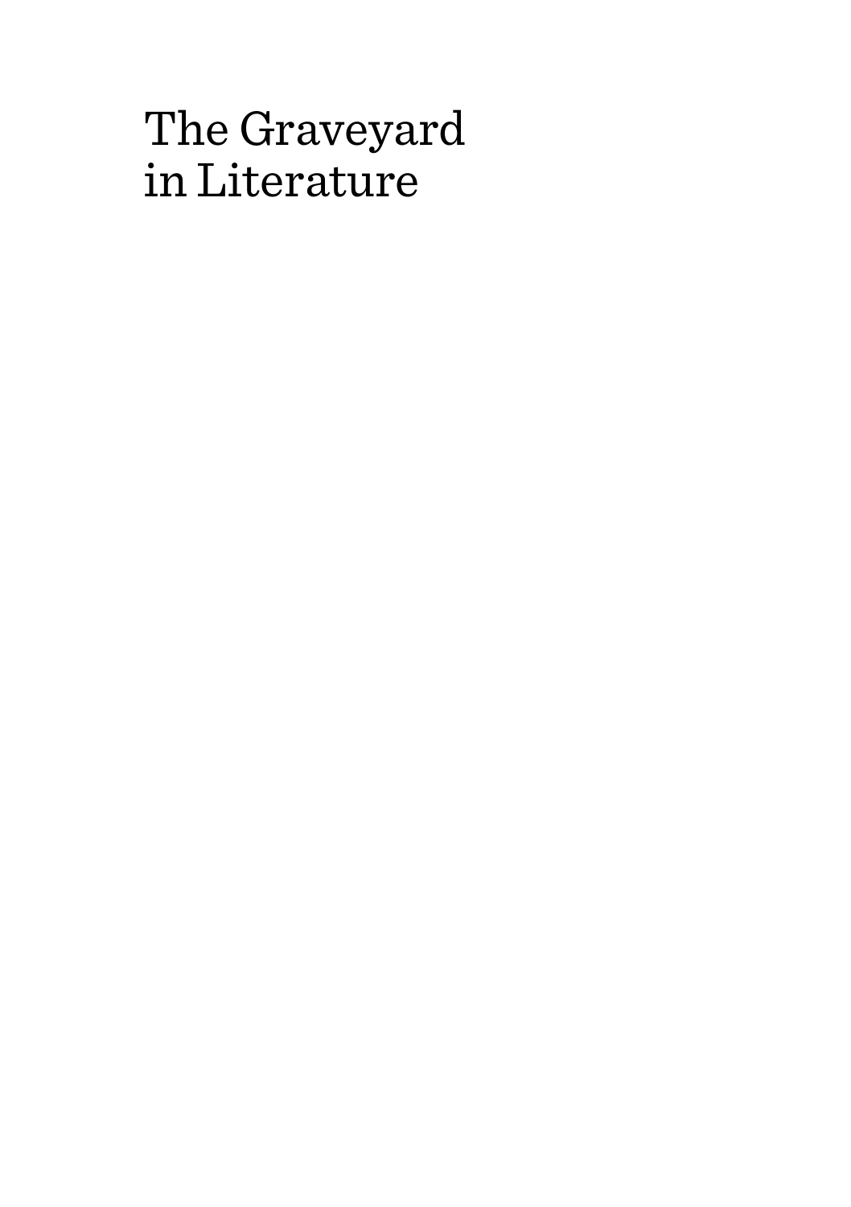# The Graveyard in Literature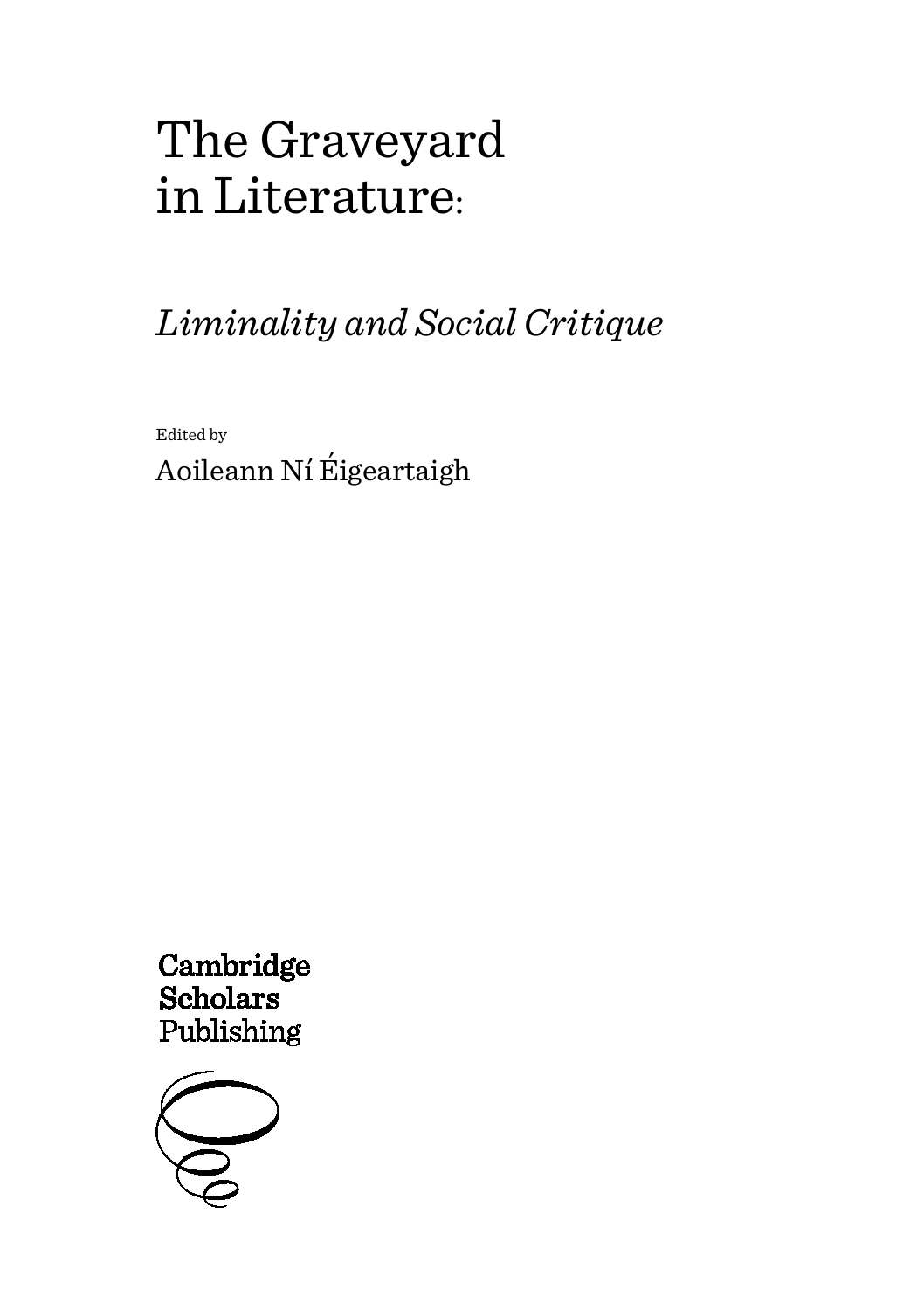# The Graveyard in Literature:

## *Liminality and Social Critique*

Edited by

Aoileann Ní Éigeartaigh

Cambridge Scholars Publishing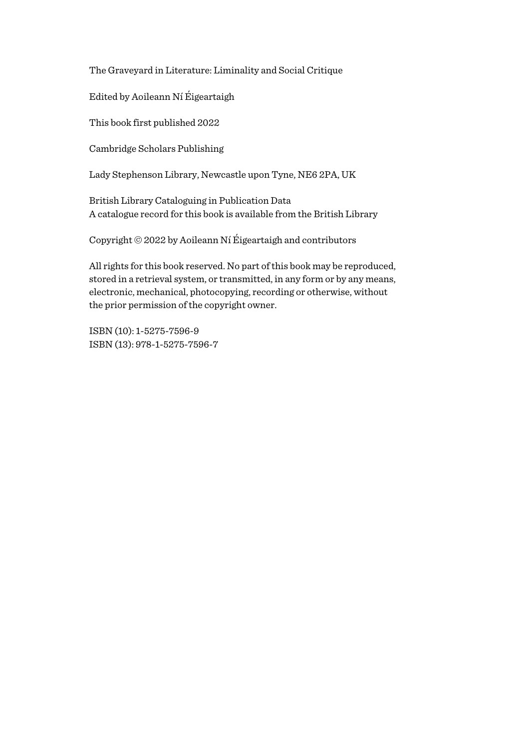The Graveyard in Literature: Liminality and Social Critique

Edited by Aoileann Ní Éigeartaigh

This book first published 2022

Cambridge Scholars Publishing

Lady Stephenson Library, Newcastle upon Tyne, NE6 2PA, UK

British Library Cataloguing in Publication Data
A catalogue record for this book is available from the British Library

Copyright © 2022 by Aoileann Ní Éigeartaigh and contributors

All rights for this book reserved. No part of this book may be reproduced, stored in a retrieval system, or transmitted, in any form or by any means, electronic, mechanical, photocopying, recording or otherwise, without the prior permission of the copyright owner.

ISBN (10): 1-5275-7596-9
ISBN (13): 978-1-5275-7596-7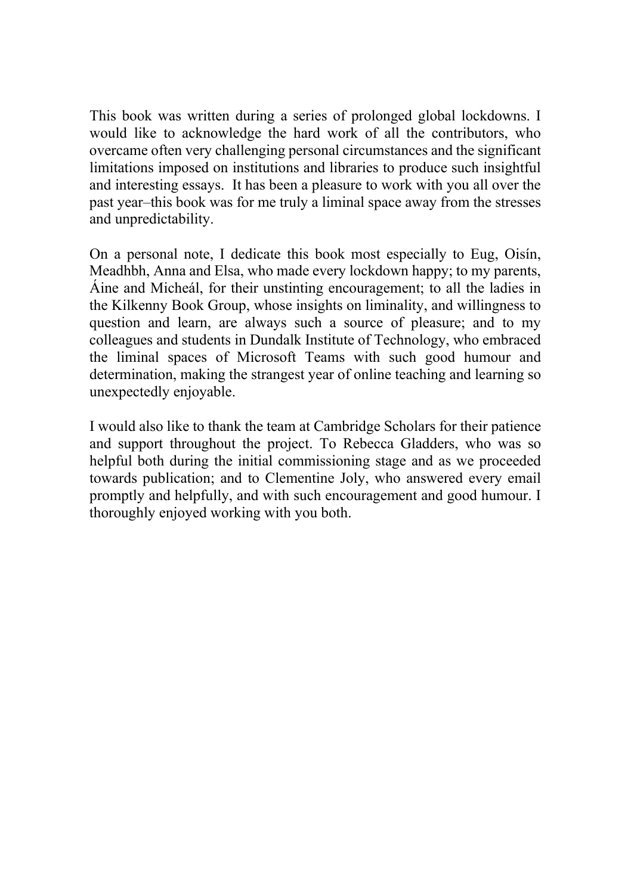This book was written during a series of prolonged global lockdowns. I would like to acknowledge the hard work of all the contributors, who overcame often very challenging personal circumstances and the significant limitations imposed on institutions and libraries to produce such insightful and interesting essays. It has been a pleasure to work with you all over the past year–this book was for me truly a liminal space away from the stresses and unpredictability.

On a personal note, I dedicate this book most especially to Eug, Oisín, Meadhbh, Anna and Elsa, who made every lockdown happy; to my parents, Áine and Micheál, for their unstinting encouragement; to all the ladies in the Kilkenny Book Group, whose insights on liminality, and willingness to question and learn, are always such a source of pleasure; and to my colleagues and students in Dundalk Institute of Technology, who embraced the liminal spaces of Microsoft Teams with such good humour and determination, making the strangest year of online teaching and learning so unexpectedly enjoyable.

I would also like to thank the team at Cambridge Scholars for their patience and support throughout the project. To Rebecca Gladders, who was so helpful both during the initial commissioning stage and as we proceeded towards publication; and to Clementine Joly, who answered every email promptly and helpfully, and with such encouragement and good humour. I thoroughly enjoyed working with you both.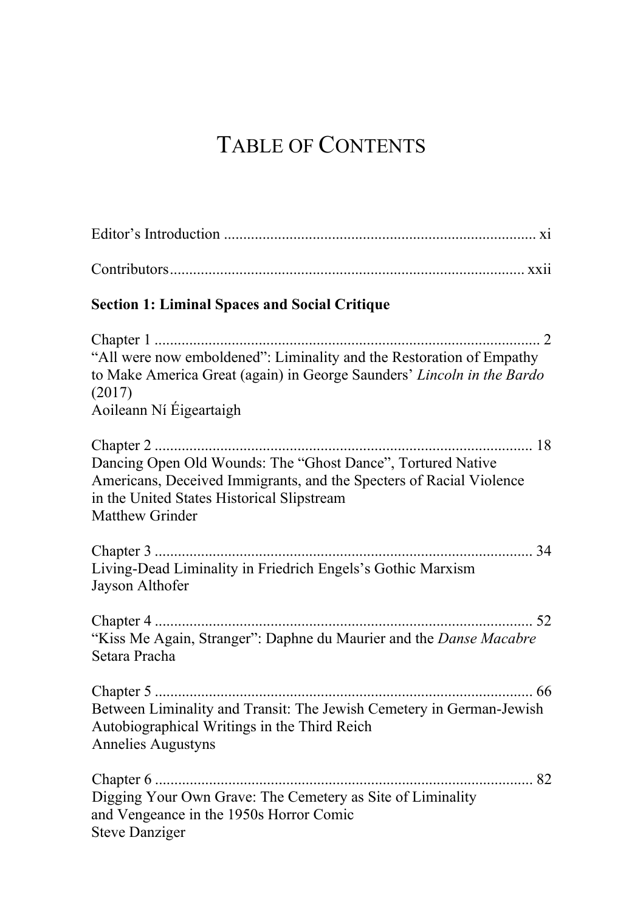# TABLE OF CONTENTS

Editor's Introduction ................................................................................ xi

Contributors........................................................................................... xxii

**Section 1: Liminal Spaces and Social Critique**

Chapter 1 .................................................................................................. 2
"All were now emboldened": Liminality and the Restoration of Empathy to Make America Great (again) in George Saunders' *Lincoln in the Bardo* (2017)
Aoileann Ní Éigeartaigh

Chapter 2 ................................................................................................ 18
Dancing Open Old Wounds: The "Ghost Dance", Tortured Native Americans, Deceived Immigrants, and the Specters of Racial Violence in the United States Historical Slipstream
Matthew Grinder

Chapter 3 ................................................................................................ 34
Living-Dead Liminality in Friedrich Engels's Gothic Marxism
Jayson Althofer

Chapter 4 ................................................................................................ 52
"Kiss Me Again, Stranger": Daphne du Maurier and the *Danse Macabre*
Setara Pracha

Chapter 5 ................................................................................................ 66
Between Liminality and Transit: The Jewish Cemetery in German-Jewish Autobiographical Writings in the Third Reich
Annelies Augustyns

Chapter 6 ................................................................................................ 82
Digging Your Own Grave: The Cemetery as Site of Liminality and Vengeance in the 1950s Horror Comic
Steve Danziger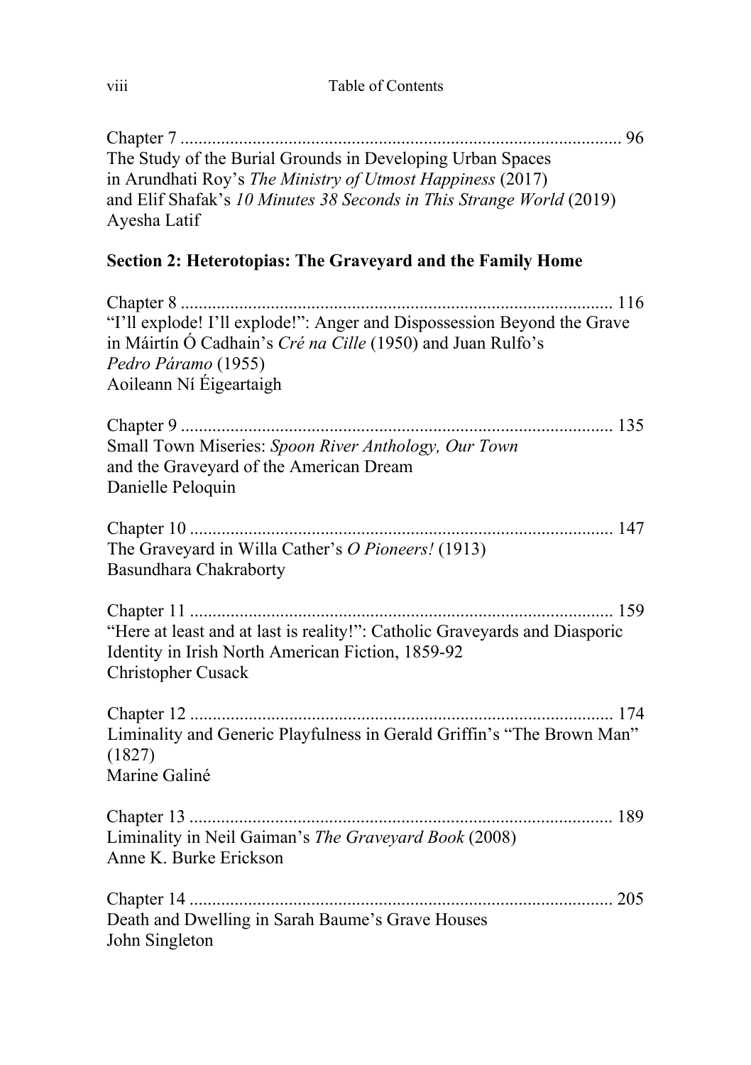Chapter 7 ................................................................................................ 96
The Study of the Burial Grounds in Developing Urban Spaces
in Arundhati Roy's *The Ministry of Utmost Happiness* (2017)
and Elif Shafak's *10 Minutes 38 Seconds in This Strange World* (2019)
Ayesha Latif

**Section 2: Heterotopias: The Graveyard and the Family Home**

Chapter 8 ................................................................................................ 116
"I'll explode! I'll explode!": Anger and Dispossession Beyond the Grave
in Máirtín Ó Cadhain's *Cré na Cille* (1950) and Juan Rulfo's
*Pedro Páramo* (1955)
Aoileann Ní Éigeartaigh

Chapter 9 ................................................................................................ 135
Small Town Miseries: *Spoon River Anthology, Our Town*
and the Graveyard of the American Dream
Danielle Peloquin

Chapter 10 .............................................................................................. 147
The Graveyard in Willa Cather's *O Pioneers!* (1913)
Basundhara Chakraborty

Chapter 11 .............................................................................................. 159
"Here at least and at last is reality!": Catholic Graveyards and Diasporic
Identity in Irish North American Fiction, 1859-92
Christopher Cusack

Chapter 12 .............................................................................................. 174
Liminality and Generic Playfulness in Gerald Griffin's "The Brown Man"
(1827)
Marine Galiné

Chapter 13 .............................................................................................. 189
Liminality in Neil Gaiman's *The Graveyard Book* (2008)
Anne K. Burke Erickson

Chapter 14 .............................................................................................. 205
Death and Dwelling in Sarah Baume's Grave Houses
John Singleton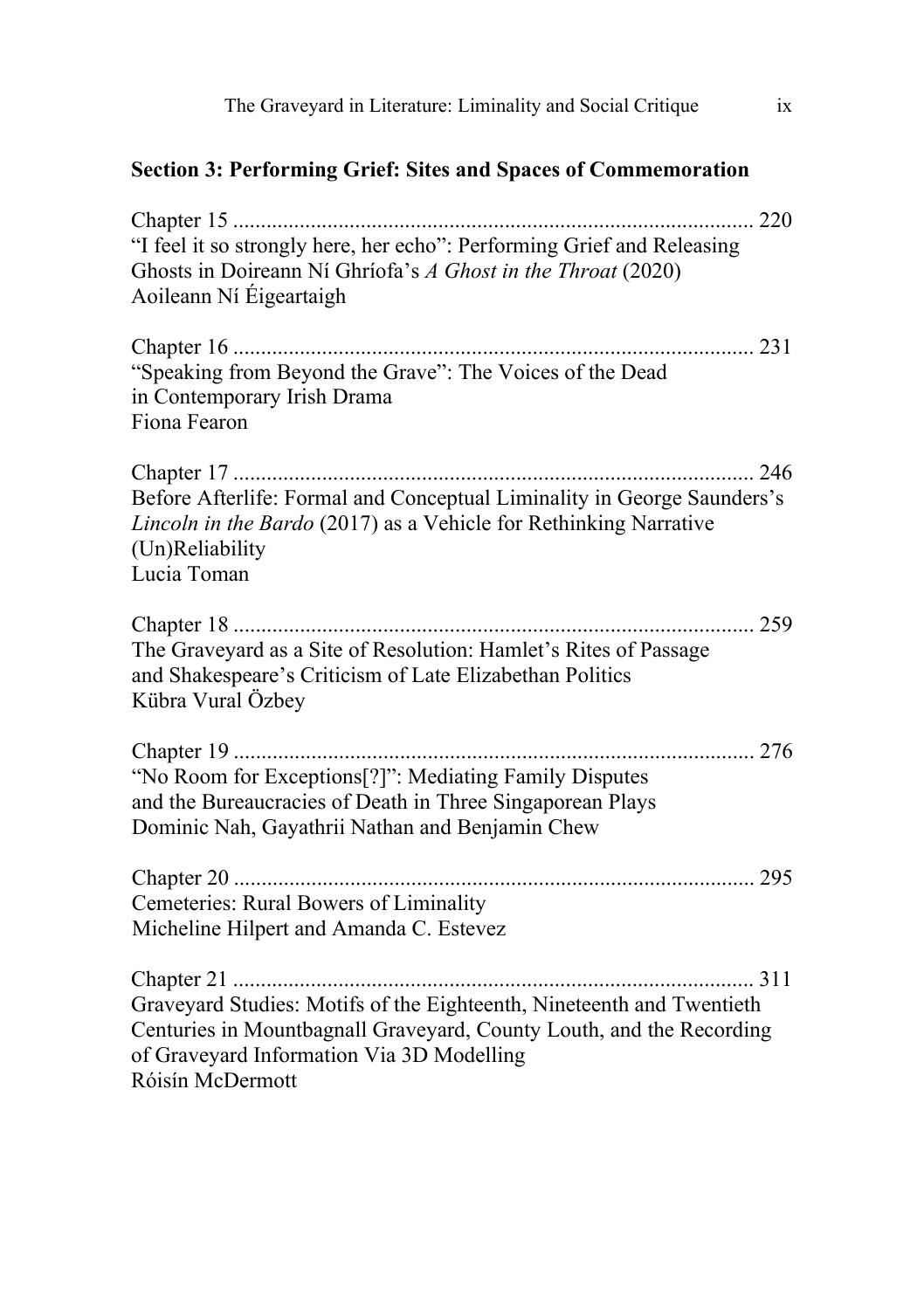**Section 3: Performing Grief: Sites and Spaces of Commemoration**

Chapter 15 ............................................................................................ 220
"I feel it so strongly here, her echo": Performing Grief and Releasing Ghosts in Doireann Ní Ghríofa's *A Ghost in the Throat* (2020)
Aoileann Ní Éigeartaigh

Chapter 16 ............................................................................................ 231
"Speaking from Beyond the Grave": The Voices of the Dead in Contemporary Irish Drama
Fiona Fearon

Chapter 17 ............................................................................................ 246
Before Afterlife: Formal and Conceptual Liminality in George Saunders's *Lincoln in the Bardo* (2017) as a Vehicle for Rethinking Narrative (Un)Reliability
Lucia Toman

Chapter 18 ............................................................................................ 259
The Graveyard as a Site of Resolution: Hamlet's Rites of Passage and Shakespeare's Criticism of Late Elizabethan Politics
Kübra Vural Özbey

Chapter 19 ............................................................................................ 276
"No Room for Exceptions[?]": Mediating Family Disputes and the Bureaucracies of Death in Three Singaporean Plays
Dominic Nah, Gayathrii Nathan and Benjamin Chew

Chapter 20 ............................................................................................ 295
Cemeteries: Rural Bowers of Liminality
Micheline Hilpert and Amanda C. Estevez

Chapter 21 ............................................................................................ 311
Graveyard Studies: Motifs of the Eighteenth, Nineteenth and Twentieth Centuries in Mountbagnall Graveyard, County Louth, and the Recording of Graveyard Information Via 3D Modelling
Róisín McDermott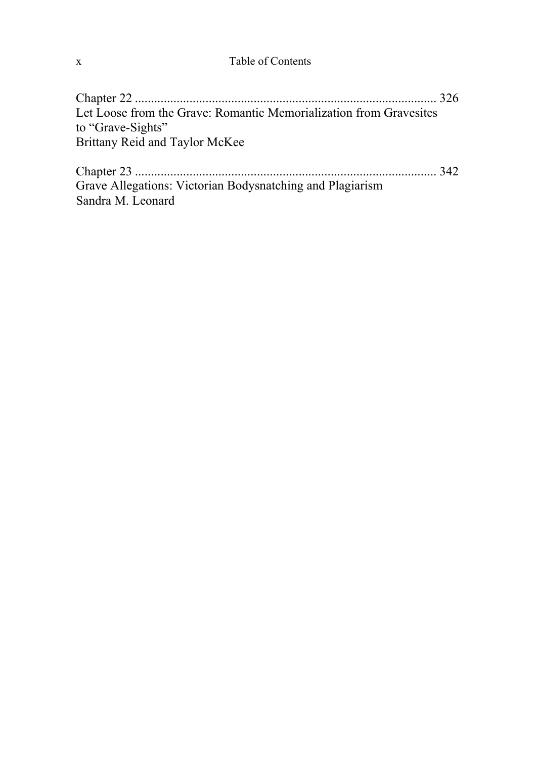Chapter 22 ............................................................................................ 326
Let Loose from the Grave: Romantic Memorialization from Gravesites to "Grave-Sights"
Brittany Reid and Taylor McKee

Chapter 23 ............................................................................................ 342
Grave Allegations: Victorian Bodysnatching and Plagiarism
Sandra M. Leonard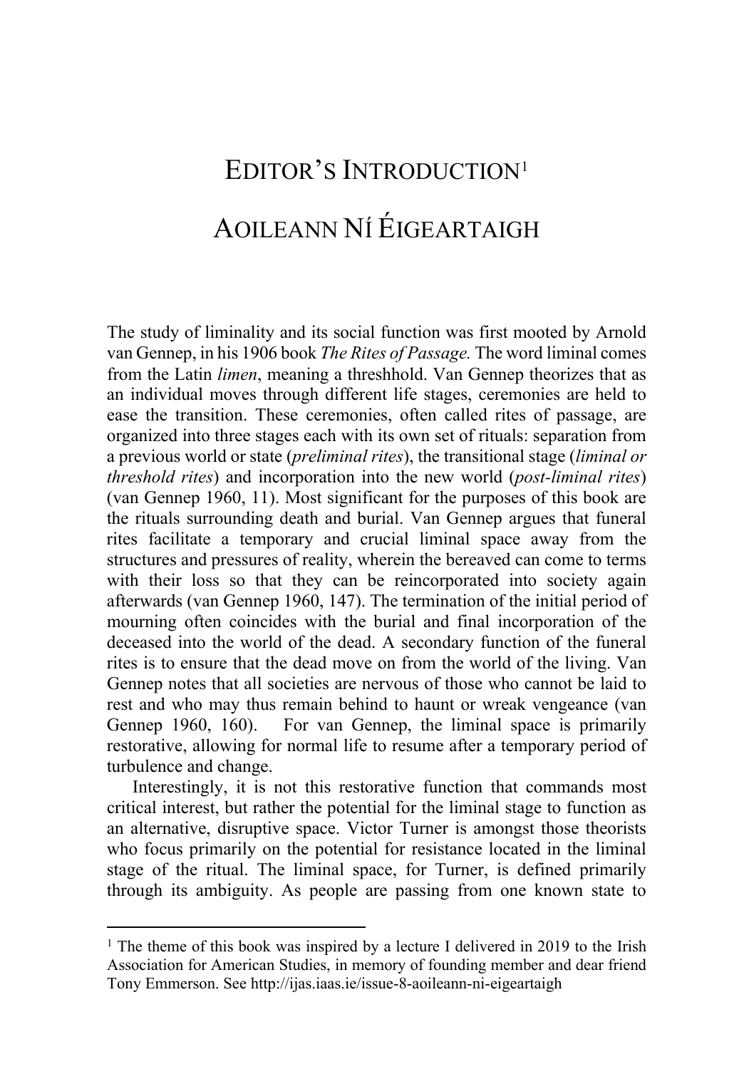# EDITOR'S INTRODUCTION[1]

## AOILEANN NÍ ÉIGEARTAIGH

The study of liminality and its social function was first mooted by Arnold van Gennep, in his 1906 book *The Rites of Passage.* The word liminal comes from the Latin *limen*, meaning a threshhold. Van Gennep theorizes that as an individual moves through different life stages, ceremonies are held to ease the transition. These ceremonies, often called rites of passage, are organized into three stages each with its own set of rituals: separation from a previous world or state (*preliminal rites*), the transitional stage (*liminal or threshold rites*) and incorporation into the new world (*post-liminal rites*) (van Gennep 1960, 11). Most significant for the purposes of this book are the rituals surrounding death and burial. Van Gennep argues that funeral rites facilitate a temporary and crucial liminal space away from the structures and pressures of reality, wherein the bereaved can come to terms with their loss so that they can be reincorporated into society again afterwards (van Gennep 1960, 147). The termination of the initial period of mourning often coincides with the burial and final incorporation of the deceased into the world of the dead. A secondary function of the funeral rites is to ensure that the dead move on from the world of the living. Van Gennep notes that all societies are nervous of those who cannot be laid to rest and who may thus remain behind to haunt or wreak vengeance (van Gennep 1960, 160). For van Gennep, the liminal space is primarily restorative, allowing for normal life to resume after a temporary period of turbulence and change.

Interestingly, it is not this restorative function that commands most critical interest, but rather the potential for the liminal stage to function as an alternative, disruptive space. Victor Turner is amongst those theorists who focus primarily on the potential for resistance located in the liminal stage of the ritual. The liminal space, for Turner, is defined primarily through its ambiguity. As people are passing from one known state to

[1] The theme of this book was inspired by a lecture I delivered in 2019 to the Irish Association for American Studies, in memory of founding member and dear friend Tony Emmerson. See http://ijas.iaas.ie/issue-8-aoileann-ni-eigeartaigh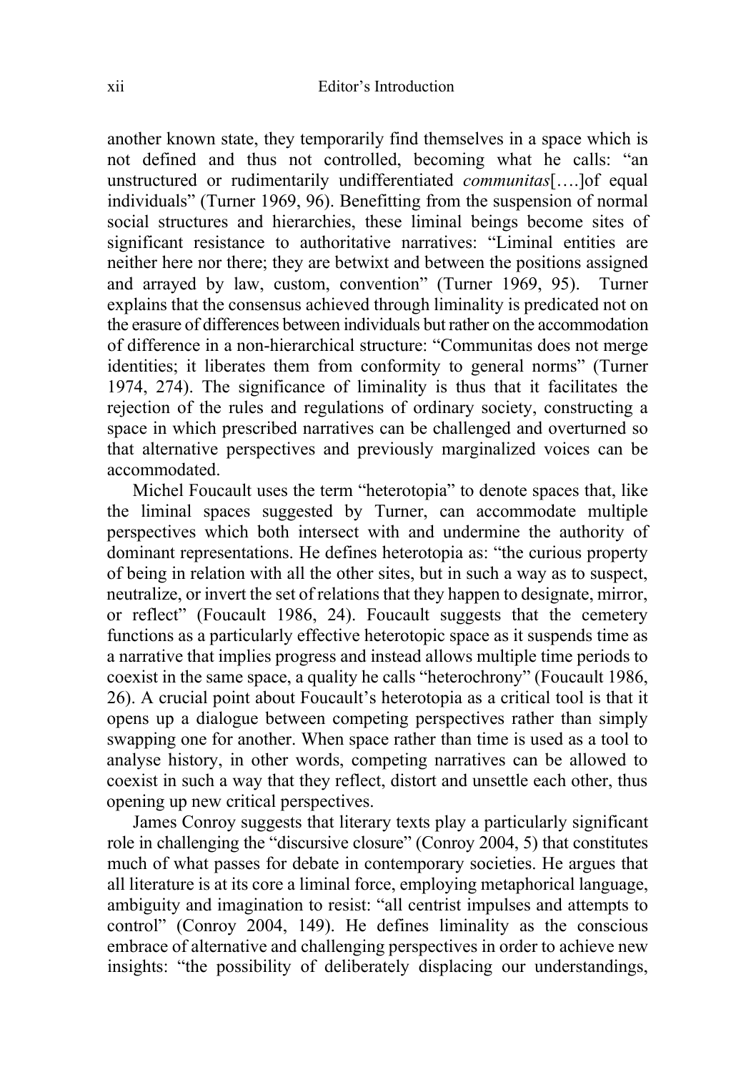another known state, they temporarily find themselves in a space which is not defined and thus not controlled, becoming what he calls: "an unstructured or rudimentarily undifferentiated *communitas*[….]of equal individuals" (Turner 1969, 96). Benefitting from the suspension of normal social structures and hierarchies, these liminal beings become sites of significant resistance to authoritative narratives: "Liminal entities are neither here nor there; they are betwixt and between the positions assigned and arrayed by law, custom, convention" (Turner 1969, 95). Turner explains that the consensus achieved through liminality is predicated not on the erasure of differences between individuals but rather on the accommodation of difference in a non-hierarchical structure: "Communitas does not merge identities; it liberates them from conformity to general norms" (Turner 1974, 274). The significance of liminality is thus that it facilitates the rejection of the rules and regulations of ordinary society, constructing a space in which prescribed narratives can be challenged and overturned so that alternative perspectives and previously marginalized voices can be accommodated.

Michel Foucault uses the term "heterotopia" to denote spaces that, like the liminal spaces suggested by Turner, can accommodate multiple perspectives which both intersect with and undermine the authority of dominant representations. He defines heterotopia as: "the curious property of being in relation with all the other sites, but in such a way as to suspect, neutralize, or invert the set of relations that they happen to designate, mirror, or reflect" (Foucault 1986, 24). Foucault suggests that the cemetery functions as a particularly effective heterotopic space as it suspends time as a narrative that implies progress and instead allows multiple time periods to coexist in the same space, a quality he calls "heterochrony" (Foucault 1986, 26). A crucial point about Foucault's heterotopia as a critical tool is that it opens up a dialogue between competing perspectives rather than simply swapping one for another. When space rather than time is used as a tool to analyse history, in other words, competing narratives can be allowed to coexist in such a way that they reflect, distort and unsettle each other, thus opening up new critical perspectives.

James Conroy suggests that literary texts play a particularly significant role in challenging the "discursive closure" (Conroy 2004, 5) that constitutes much of what passes for debate in contemporary societies. He argues that all literature is at its core a liminal force, employing metaphorical language, ambiguity and imagination to resist: "all centrist impulses and attempts to control" (Conroy 2004, 149). He defines liminality as the conscious embrace of alternative and challenging perspectives in order to achieve new insights: "the possibility of deliberately displacing our understandings,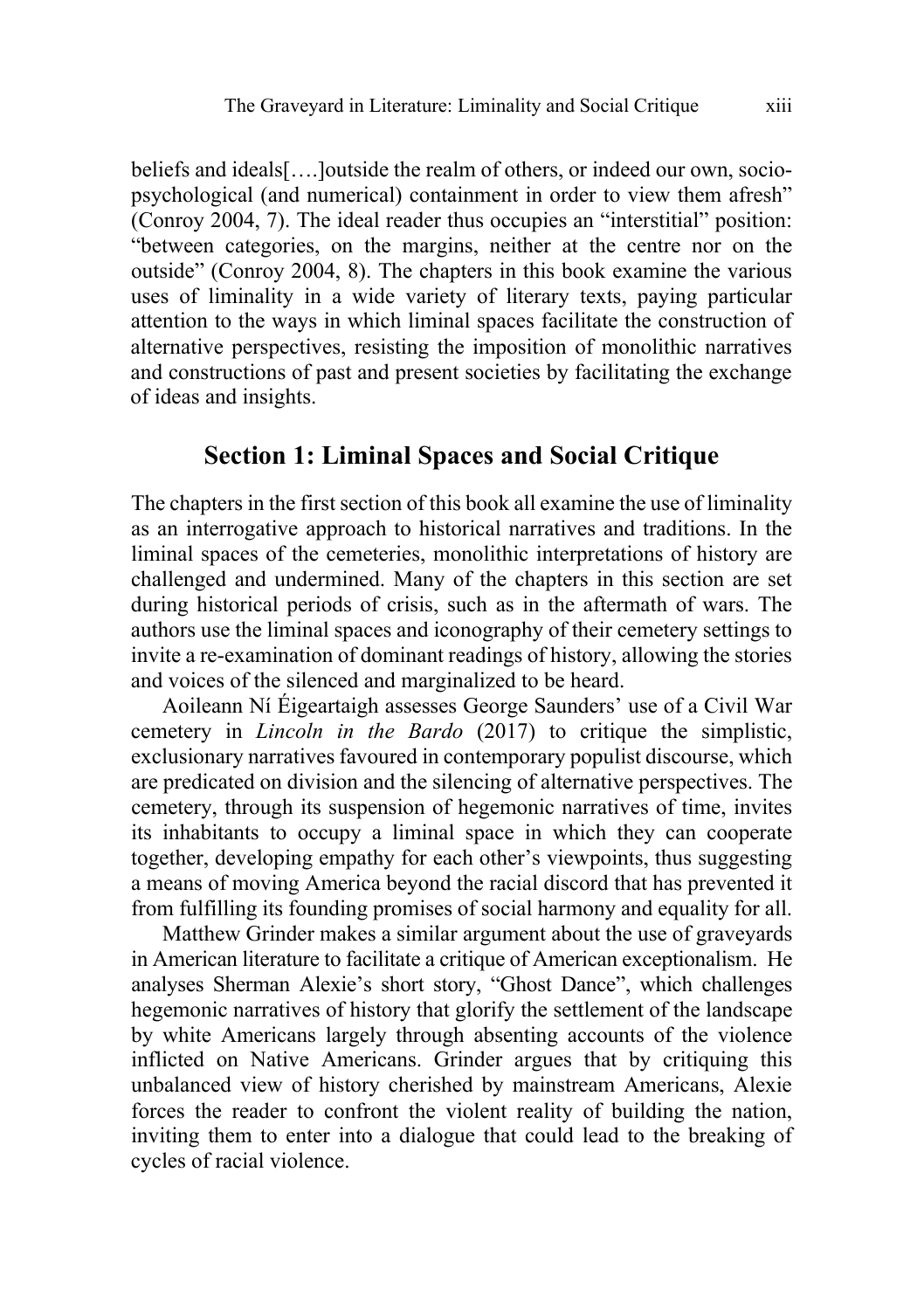beliefs and ideals[….]outside the realm of others, or indeed our own, socio-psychological (and numerical) containment in order to view them afresh" (Conroy 2004, 7). The ideal reader thus occupies an "interstitial" position: "between categories, on the margins, neither at the centre nor on the outside" (Conroy 2004, 8). The chapters in this book examine the various uses of liminality in a wide variety of literary texts, paying particular attention to the ways in which liminal spaces facilitate the construction of alternative perspectives, resisting the imposition of monolithic narratives and constructions of past and present societies by facilitating the exchange of ideas and insights.

## Section 1: Liminal Spaces and Social Critique

The chapters in the first section of this book all examine the use of liminality as an interrogative approach to historical narratives and traditions. In the liminal spaces of the cemeteries, monolithic interpretations of history are challenged and undermined. Many of the chapters in this section are set during historical periods of crisis, such as in the aftermath of wars. The authors use the liminal spaces and iconography of their cemetery settings to invite a re-examination of dominant readings of history, allowing the stories and voices of the silenced and marginalized to be heard.

Aoileann Ní Éigeartaigh assesses George Saunders' use of a Civil War cemetery in *Lincoln in the Bardo* (2017) to critique the simplistic, exclusionary narratives favoured in contemporary populist discourse, which are predicated on division and the silencing of alternative perspectives. The cemetery, through its suspension of hegemonic narratives of time, invites its inhabitants to occupy a liminal space in which they can cooperate together, developing empathy for each other's viewpoints, thus suggesting a means of moving America beyond the racial discord that has prevented it from fulfilling its founding promises of social harmony and equality for all.

Matthew Grinder makes a similar argument about the use of graveyards in American literature to facilitate a critique of American exceptionalism. He analyses Sherman Alexie's short story, "Ghost Dance", which challenges hegemonic narratives of history that glorify the settlement of the landscape by white Americans largely through absenting accounts of the violence inflicted on Native Americans. Grinder argues that by critiquing this unbalanced view of history cherished by mainstream Americans, Alexie forces the reader to confront the violent reality of building the nation, inviting them to enter into a dialogue that could lead to the breaking of cycles of racial violence.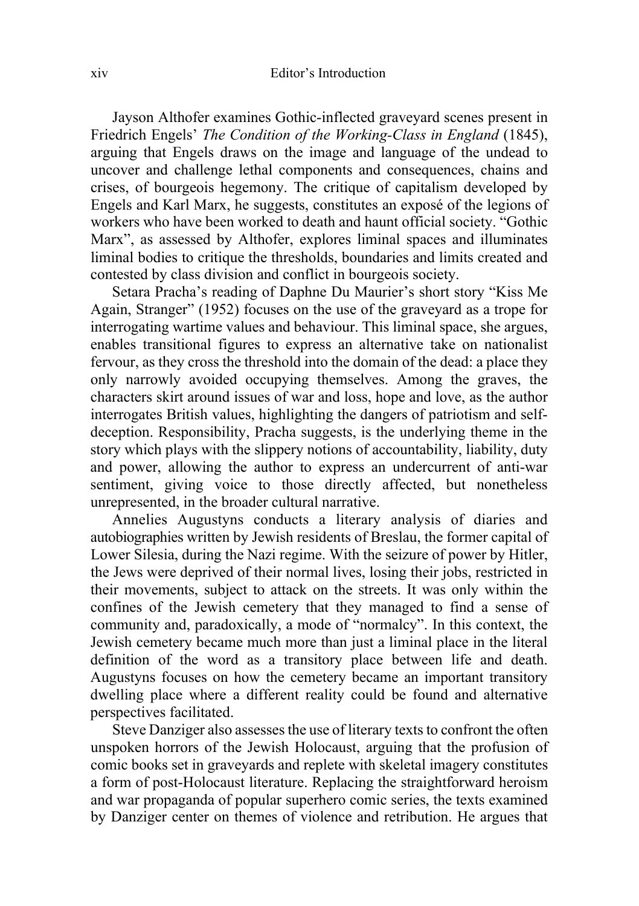Jayson Althofer examines Gothic-inflected graveyard scenes present in Friedrich Engels' *The Condition of the Working-Class in England* (1845), arguing that Engels draws on the image and language of the undead to uncover and challenge lethal components and consequences, chains and crises, of bourgeois hegemony. The critique of capitalism developed by Engels and Karl Marx, he suggests, constitutes an exposé of the legions of workers who have been worked to death and haunt official society. "Gothic Marx", as assessed by Althofer, explores liminal spaces and illuminates liminal bodies to critique the thresholds, boundaries and limits created and contested by class division and conflict in bourgeois society.

Setara Pracha's reading of Daphne Du Maurier's short story "Kiss Me Again, Stranger" (1952) focuses on the use of the graveyard as a trope for interrogating wartime values and behaviour. This liminal space, she argues, enables transitional figures to express an alternative take on nationalist fervour, as they cross the threshold into the domain of the dead: a place they only narrowly avoided occupying themselves. Among the graves, the characters skirt around issues of war and loss, hope and love, as the author interrogates British values, highlighting the dangers of patriotism and self-deception. Responsibility, Pracha suggests, is the underlying theme in the story which plays with the slippery notions of accountability, liability, duty and power, allowing the author to express an undercurrent of anti-war sentiment, giving voice to those directly affected, but nonetheless unrepresented, in the broader cultural narrative.

Annelies Augustyns conducts a literary analysis of diaries and autobiographies written by Jewish residents of Breslau, the former capital of Lower Silesia, during the Nazi regime. With the seizure of power by Hitler, the Jews were deprived of their normal lives, losing their jobs, restricted in their movements, subject to attack on the streets. It was only within the confines of the Jewish cemetery that they managed to find a sense of community and, paradoxically, a mode of "normalcy". In this context, the Jewish cemetery became much more than just a liminal place in the literal definition of the word as a transitory place between life and death. Augustyns focuses on how the cemetery became an important transitory dwelling place where a different reality could be found and alternative perspectives facilitated.

Steve Danziger also assesses the use of literary texts to confront the often unspoken horrors of the Jewish Holocaust, arguing that the profusion of comic books set in graveyards and replete with skeletal imagery constitutes a form of post-Holocaust literature. Replacing the straightforward heroism and war propaganda of popular superhero comic series, the texts examined by Danziger center on themes of violence and retribution. He argues that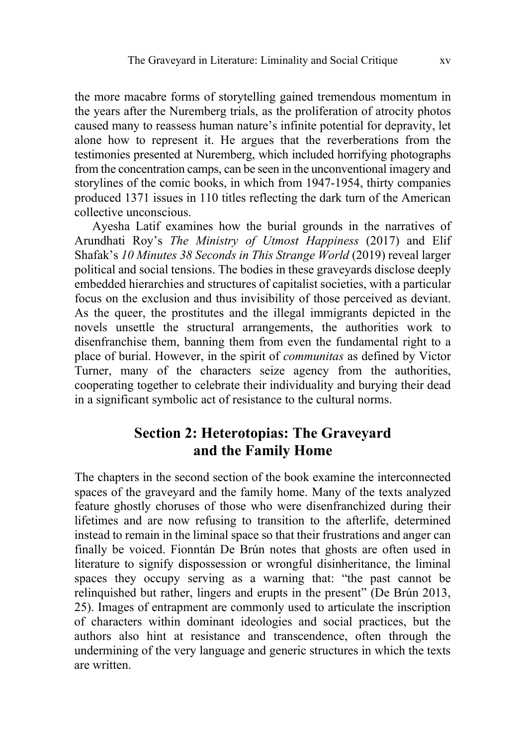the more macabre forms of storytelling gained tremendous momentum in the years after the Nuremberg trials, as the proliferation of atrocity photos caused many to reassess human nature's infinite potential for depravity, let alone how to represent it. He argues that the reverberations from the testimonies presented at Nuremberg, which included horrifying photographs from the concentration camps, can be seen in the unconventional imagery and storylines of the comic books, in which from 1947-1954, thirty companies produced 1371 issues in 110 titles reflecting the dark turn of the American collective unconscious.

Ayesha Latif examines how the burial grounds in the narratives of Arundhati Roy's *The Ministry of Utmost Happiness* (2017) and Elif Shafak's *10 Minutes 38 Seconds in This Strange World* (2019) reveal larger political and social tensions. The bodies in these graveyards disclose deeply embedded hierarchies and structures of capitalist societies, with a particular focus on the exclusion and thus invisibility of those perceived as deviant. As the queer, the prostitutes and the illegal immigrants depicted in the novels unsettle the structural arrangements, the authorities work to disenfranchise them, banning them from even the fundamental right to a place of burial. However, in the spirit of *communitas* as defined by Victor Turner, many of the characters seize agency from the authorities, cooperating together to celebrate their individuality and burying their dead in a significant symbolic act of resistance to the cultural norms.

## Section 2: Heterotopias: The Graveyard and the Family Home

The chapters in the second section of the book examine the interconnected spaces of the graveyard and the family home. Many of the texts analyzed feature ghostly choruses of those who were disenfranchized during their lifetimes and are now refusing to transition to the afterlife, determined instead to remain in the liminal space so that their frustrations and anger can finally be voiced. Fionntán De Brún notes that ghosts are often used in literature to signify dispossession or wrongful disinheritance, the liminal spaces they occupy serving as a warning that: "the past cannot be relinquished but rather, lingers and erupts in the present" (De Brún 2013, 25). Images of entrapment are commonly used to articulate the inscription of characters within dominant ideologies and social practices, but the authors also hint at resistance and transcendence, often through the undermining of the very language and generic structures in which the texts are written.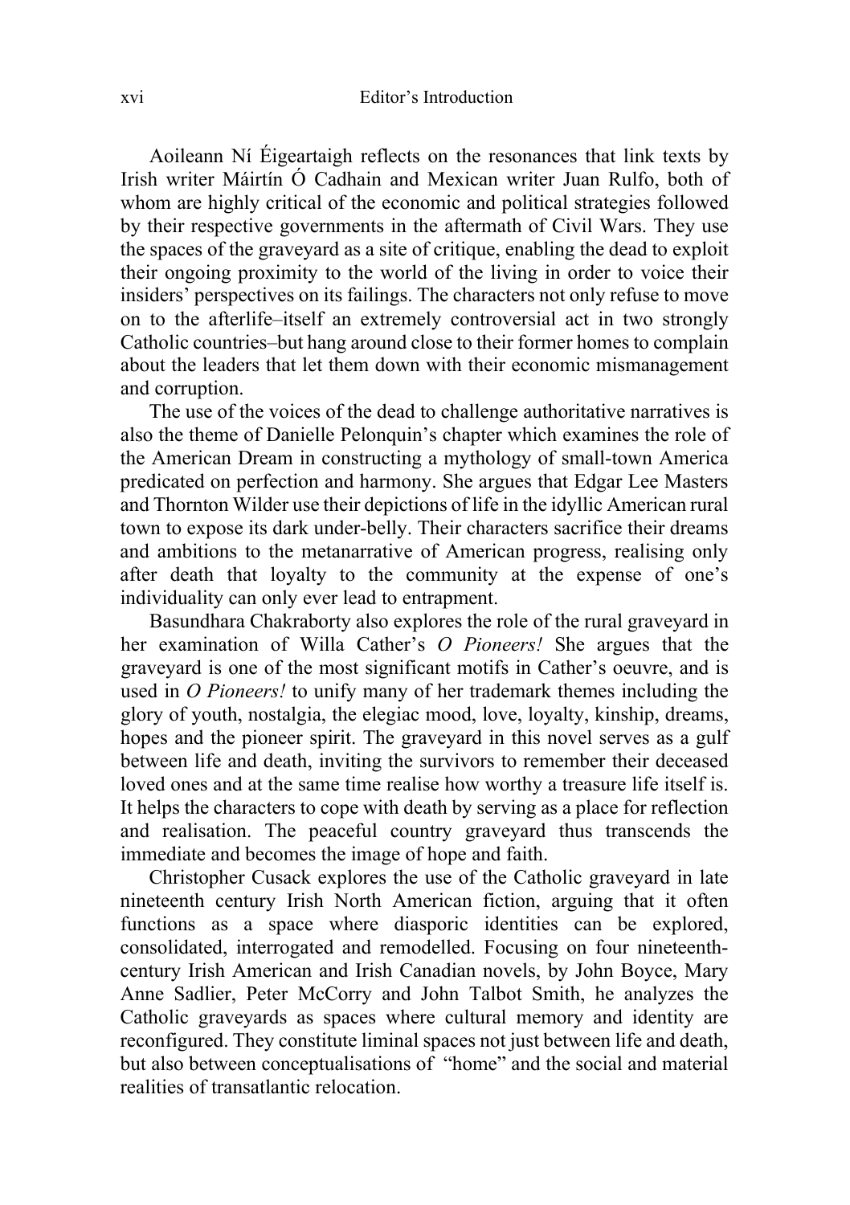Aoileann Ní Éigeartaigh reflects on the resonances that link texts by Irish writer Máirtín Ó Cadhain and Mexican writer Juan Rulfo, both of whom are highly critical of the economic and political strategies followed by their respective governments in the aftermath of Civil Wars. They use the spaces of the graveyard as a site of critique, enabling the dead to exploit their ongoing proximity to the world of the living in order to voice their insiders' perspectives on its failings. The characters not only refuse to move on to the afterlife–itself an extremely controversial act in two strongly Catholic countries–but hang around close to their former homes to complain about the leaders that let them down with their economic mismanagement and corruption.

The use of the voices of the dead to challenge authoritative narratives is also the theme of Danielle Pelonquin's chapter which examines the role of the American Dream in constructing a mythology of small-town America predicated on perfection and harmony. She argues that Edgar Lee Masters and Thornton Wilder use their depictions of life in the idyllic American rural town to expose its dark under-belly. Their characters sacrifice their dreams and ambitions to the metanarrative of American progress, realising only after death that loyalty to the community at the expense of one's individuality can only ever lead to entrapment.

Basundhara Chakraborty also explores the role of the rural graveyard in her examination of Willa Cather's *O Pioneers!* She argues that the graveyard is one of the most significant motifs in Cather's oeuvre, and is used in *O Pioneers!* to unify many of her trademark themes including the glory of youth, nostalgia, the elegiac mood, love, loyalty, kinship, dreams, hopes and the pioneer spirit. The graveyard in this novel serves as a gulf between life and death, inviting the survivors to remember their deceased loved ones and at the same time realise how worthy a treasure life itself is. It helps the characters to cope with death by serving as a place for reflection and realisation. The peaceful country graveyard thus transcends the immediate and becomes the image of hope and faith.

Christopher Cusack explores the use of the Catholic graveyard in late nineteenth century Irish North American fiction, arguing that it often functions as a space where diasporic identities can be explored, consolidated, interrogated and remodelled. Focusing on four nineteenth-century Irish American and Irish Canadian novels, by John Boyce, Mary Anne Sadlier, Peter McCorry and John Talbot Smith, he analyzes the Catholic graveyards as spaces where cultural memory and identity are reconfigured. They constitute liminal spaces not just between life and death, but also between conceptualisations of "home" and the social and material realities of transatlantic relocation.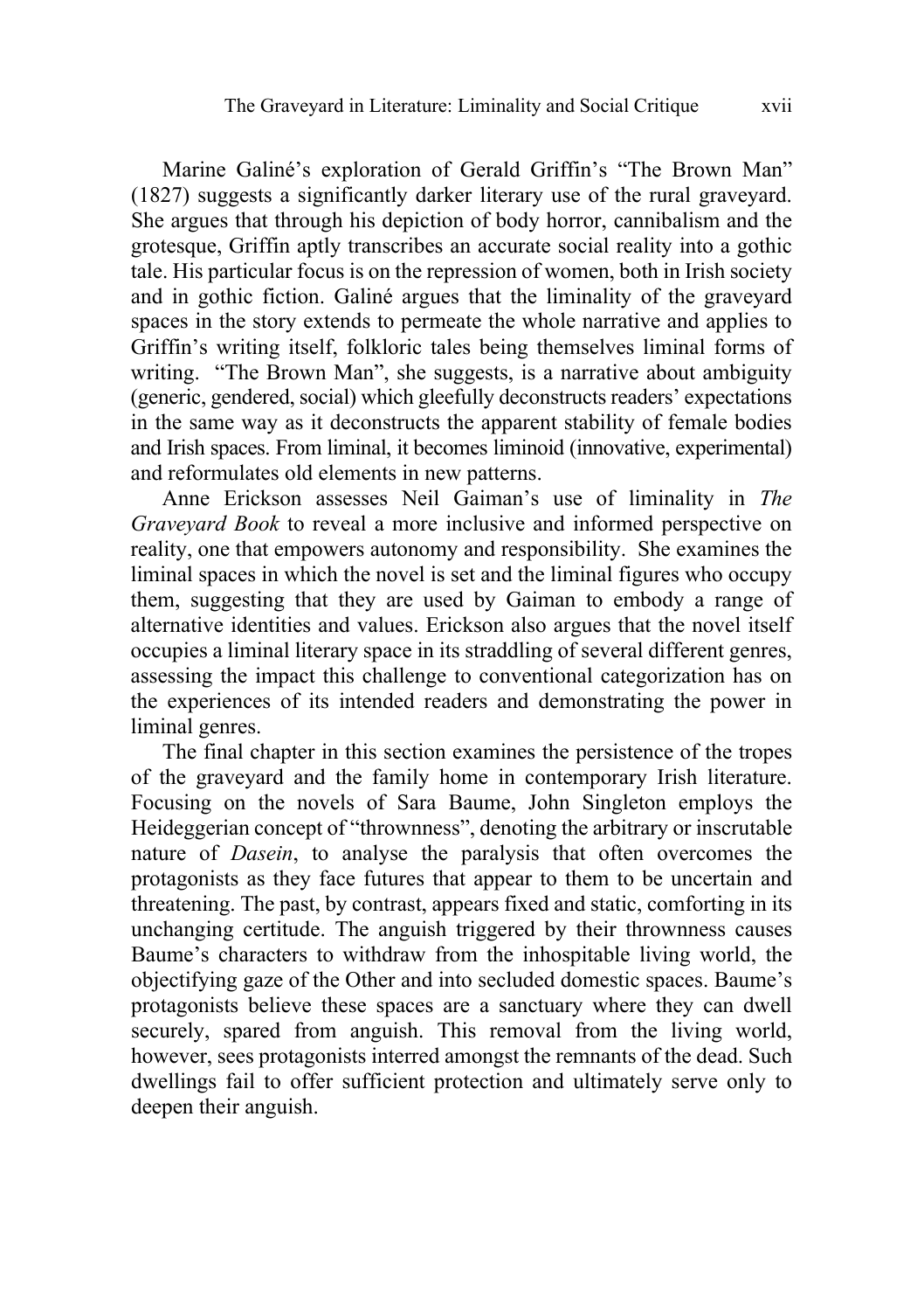Marine Galiné's exploration of Gerald Griffin's "The Brown Man" (1827) suggests a significantly darker literary use of the rural graveyard. She argues that through his depiction of body horror, cannibalism and the grotesque, Griffin aptly transcribes an accurate social reality into a gothic tale. His particular focus is on the repression of women, both in Irish society and in gothic fiction. Galiné argues that the liminality of the graveyard spaces in the story extends to permeate the whole narrative and applies to Griffin's writing itself, folkloric tales being themselves liminal forms of writing. "The Brown Man", she suggests, is a narrative about ambiguity (generic, gendered, social) which gleefully deconstructs readers' expectations in the same way as it deconstructs the apparent stability of female bodies and Irish spaces. From liminal, it becomes liminoid (innovative, experimental) and reformulates old elements in new patterns.

Anne Erickson assesses Neil Gaiman's use of liminality in *The Graveyard Book* to reveal a more inclusive and informed perspective on reality, one that empowers autonomy and responsibility. She examines the liminal spaces in which the novel is set and the liminal figures who occupy them, suggesting that they are used by Gaiman to embody a range of alternative identities and values. Erickson also argues that the novel itself occupies a liminal literary space in its straddling of several different genres, assessing the impact this challenge to conventional categorization has on the experiences of its intended readers and demonstrating the power in liminal genres.

The final chapter in this section examines the persistence of the tropes of the graveyard and the family home in contemporary Irish literature. Focusing on the novels of Sara Baume, John Singleton employs the Heideggerian concept of "thrownness", denoting the arbitrary or inscrutable nature of *Dasein*, to analyse the paralysis that often overcomes the protagonists as they face futures that appear to them to be uncertain and threatening. The past, by contrast, appears fixed and static, comforting in its unchanging certitude. The anguish triggered by their thrownness causes Baume's characters to withdraw from the inhospitable living world, the objectifying gaze of the Other and into secluded domestic spaces. Baume's protagonists believe these spaces are a sanctuary where they can dwell securely, spared from anguish. This removal from the living world, however, sees protagonists interred amongst the remnants of the dead. Such dwellings fail to offer sufficient protection and ultimately serve only to deepen their anguish.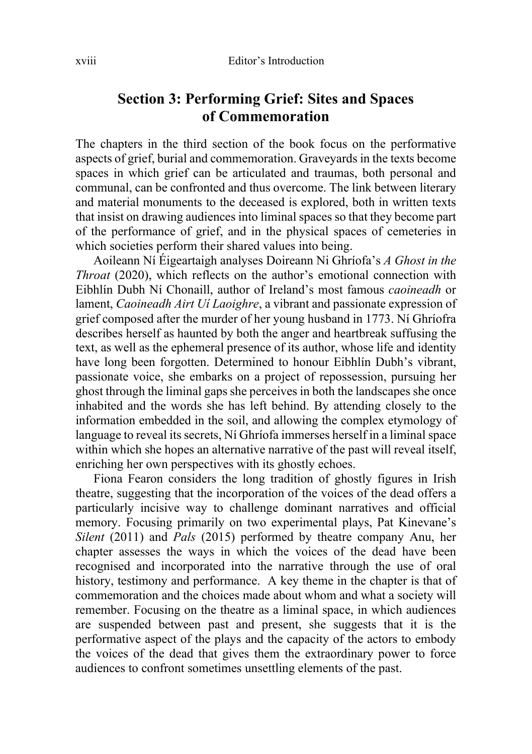## Section 3: Performing Grief: Sites and Spaces of Commemoration

The chapters in the third section of the book focus on the performative aspects of grief, burial and commemoration. Graveyards in the texts become spaces in which grief can be articulated and traumas, both personal and communal, can be confronted and thus overcome. The link between literary and material monuments to the deceased is explored, both in written texts that insist on drawing audiences into liminal spaces so that they become part of the performance of grief, and in the physical spaces of cemeteries in which societies perform their shared values into being.

Aoileann Ní Éigeartaigh analyses Doireann Ni Ghríofa's *A Ghost in the Throat* (2020), which reflects on the author's emotional connection with Eibhlín Dubh Ní Chonaill, author of Ireland's most famous *caoineadh* or lament, *Caoineadh Airt Uí Laoighre*, a vibrant and passionate expression of grief composed after the murder of her young husband in 1773. Ní Ghríofra describes herself as haunted by both the anger and heartbreak suffusing the text, as well as the ephemeral presence of its author, whose life and identity have long been forgotten. Determined to honour Eibhlín Dubh's vibrant, passionate voice, she embarks on a project of repossession, pursuing her ghost through the liminal gaps she perceives in both the landscapes she once inhabited and the words she has left behind. By attending closely to the information embedded in the soil, and allowing the complex etymology of language to reveal its secrets, Ní Ghríofa immerses herself in a liminal space within which she hopes an alternative narrative of the past will reveal itself, enriching her own perspectives with its ghostly echoes.

Fiona Fearon considers the long tradition of ghostly figures in Irish theatre, suggesting that the incorporation of the voices of the dead offers a particularly incisive way to challenge dominant narratives and official memory. Focusing primarily on two experimental plays, Pat Kinevane's *Silent* (2011) and *Pals* (2015) performed by theatre company Anu, her chapter assesses the ways in which the voices of the dead have been recognised and incorporated into the narrative through the use of oral history, testimony and performance. A key theme in the chapter is that of commemoration and the choices made about whom and what a society will remember. Focusing on the theatre as a liminal space, in which audiences are suspended between past and present, she suggests that it is the performative aspect of the plays and the capacity of the actors to embody the voices of the dead that gives them the extraordinary power to force audiences to confront sometimes unsettling elements of the past.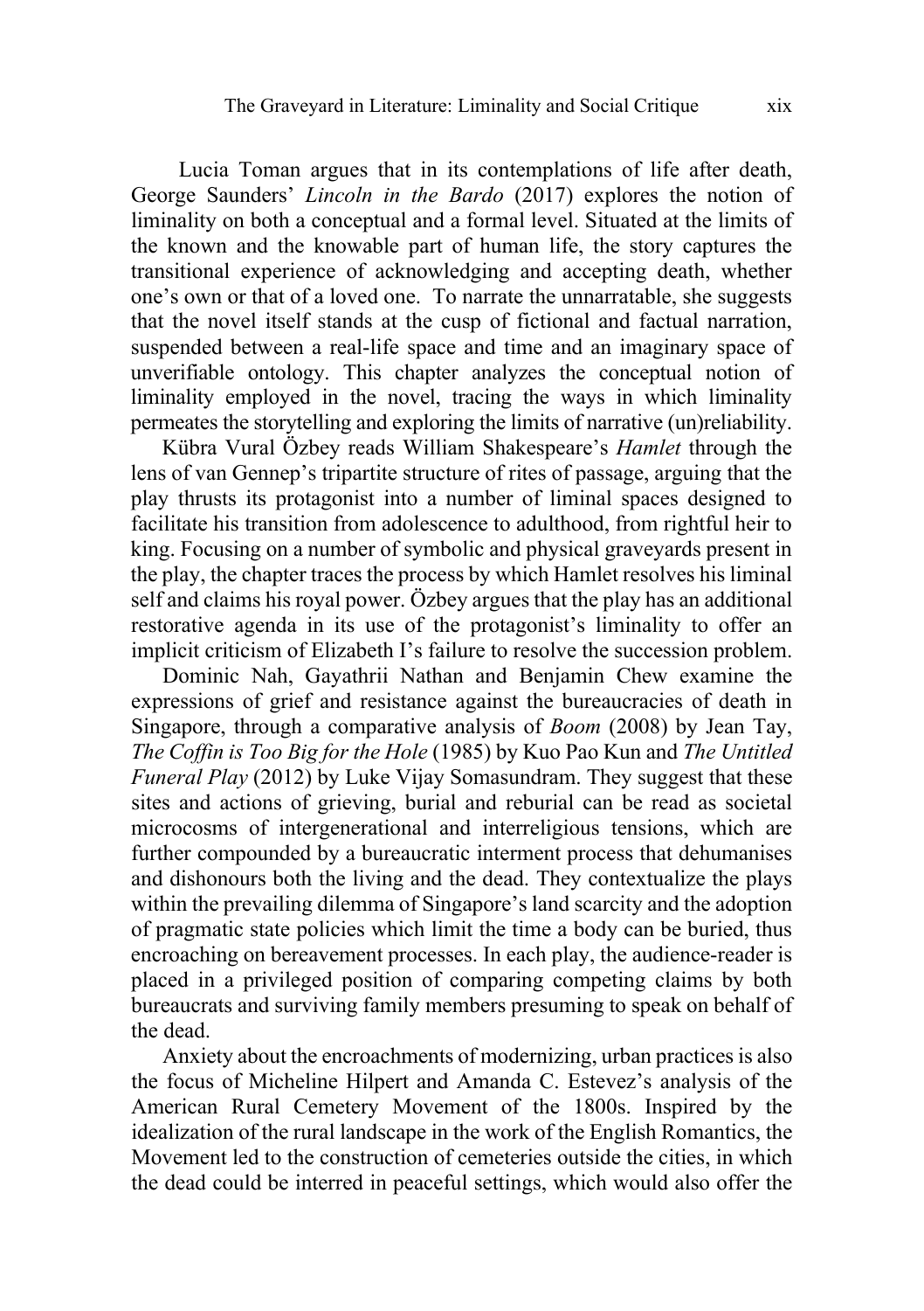Lucia Toman argues that in its contemplations of life after death, George Saunders' *Lincoln in the Bardo* (2017) explores the notion of liminality on both a conceptual and a formal level. Situated at the limits of the known and the knowable part of human life, the story captures the transitional experience of acknowledging and accepting death, whether one's own or that of a loved one. To narrate the unnarratable, she suggests that the novel itself stands at the cusp of fictional and factual narration, suspended between a real-life space and time and an imaginary space of unverifiable ontology. This chapter analyzes the conceptual notion of liminality employed in the novel, tracing the ways in which liminality permeates the storytelling and exploring the limits of narrative (un)reliability.

Kübra Vural Özbey reads William Shakespeare's *Hamlet* through the lens of van Gennep's tripartite structure of rites of passage, arguing that the play thrusts its protagonist into a number of liminal spaces designed to facilitate his transition from adolescence to adulthood, from rightful heir to king. Focusing on a number of symbolic and physical graveyards present in the play, the chapter traces the process by which Hamlet resolves his liminal self and claims his royal power. Özbey argues that the play has an additional restorative agenda in its use of the protagonist's liminality to offer an implicit criticism of Elizabeth I's failure to resolve the succession problem.

Dominic Nah, Gayathrii Nathan and Benjamin Chew examine the expressions of grief and resistance against the bureaucracies of death in Singapore, through a comparative analysis of *Boom* (2008) by Jean Tay, *The Coffin is Too Big for the Hole* (1985) by Kuo Pao Kun and *The Untitled Funeral Play* (2012) by Luke Vijay Somasundram. They suggest that these sites and actions of grieving, burial and reburial can be read as societal microcosms of intergenerational and interreligious tensions, which are further compounded by a bureaucratic interment process that dehumanises and dishonours both the living and the dead. They contextualize the plays within the prevailing dilemma of Singapore's land scarcity and the adoption of pragmatic state policies which limit the time a body can be buried, thus encroaching on bereavement processes. In each play, the audience-reader is placed in a privileged position of comparing competing claims by both bureaucrats and surviving family members presuming to speak on behalf of the dead.

Anxiety about the encroachments of modernizing, urban practices is also the focus of Micheline Hilpert and Amanda C. Estevez's analysis of the American Rural Cemetery Movement of the 1800s. Inspired by the idealization of the rural landscape in the work of the English Romantics, the Movement led to the construction of cemeteries outside the cities, in which the dead could be interred in peaceful settings, which would also offer the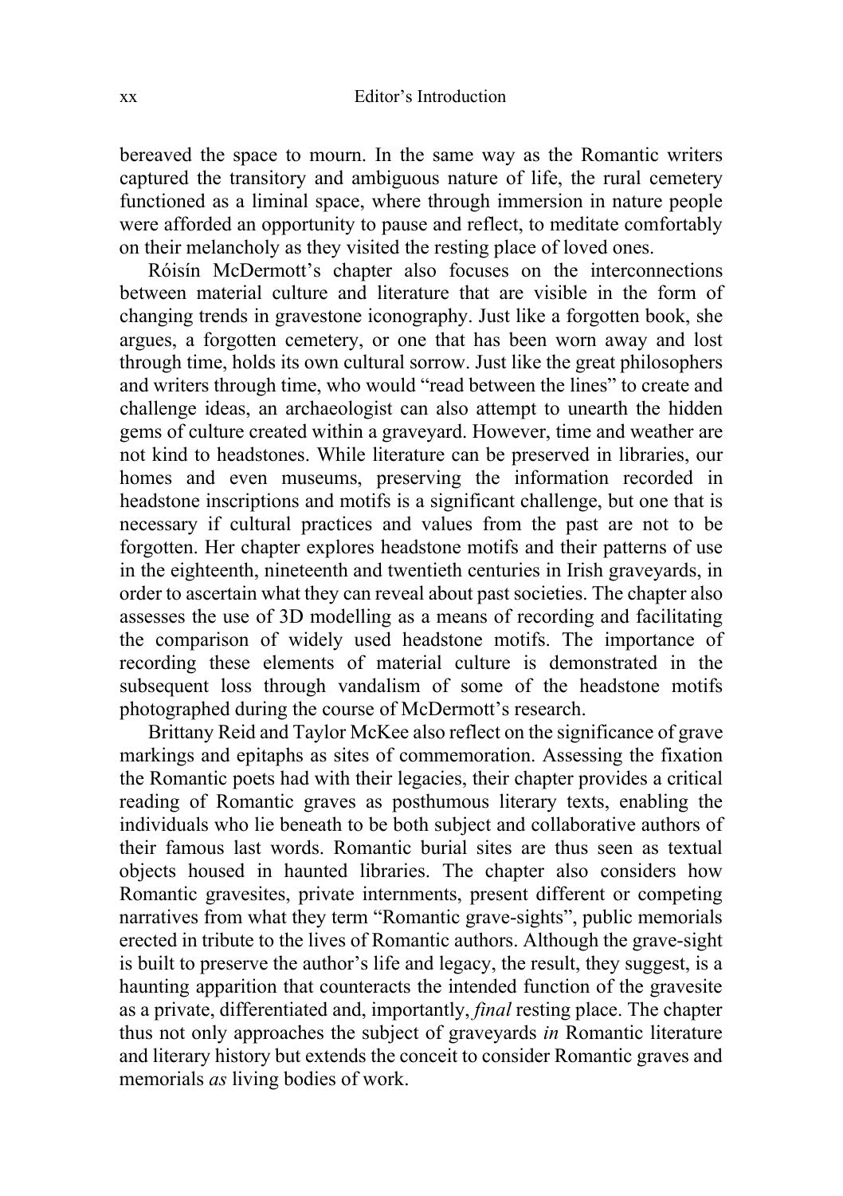bereaved the space to mourn. In the same way as the Romantic writers captured the transitory and ambiguous nature of life, the rural cemetery functioned as a liminal space, where through immersion in nature people were afforded an opportunity to pause and reflect, to meditate comfortably on their melancholy as they visited the resting place of loved ones.

Róisín McDermott's chapter also focuses on the interconnections between material culture and literature that are visible in the form of changing trends in gravestone iconography. Just like a forgotten book, she argues, a forgotten cemetery, or one that has been worn away and lost through time, holds its own cultural sorrow. Just like the great philosophers and writers through time, who would "read between the lines" to create and challenge ideas, an archaeologist can also attempt to unearth the hidden gems of culture created within a graveyard. However, time and weather are not kind to headstones. While literature can be preserved in libraries, our homes and even museums, preserving the information recorded in headstone inscriptions and motifs is a significant challenge, but one that is necessary if cultural practices and values from the past are not to be forgotten. Her chapter explores headstone motifs and their patterns of use in the eighteenth, nineteenth and twentieth centuries in Irish graveyards, in order to ascertain what they can reveal about past societies. The chapter also assesses the use of 3D modelling as a means of recording and facilitating the comparison of widely used headstone motifs. The importance of recording these elements of material culture is demonstrated in the subsequent loss through vandalism of some of the headstone motifs photographed during the course of McDermott's research.

Brittany Reid and Taylor McKee also reflect on the significance of grave markings and epitaphs as sites of commemoration. Assessing the fixation the Romantic poets had with their legacies, their chapter provides a critical reading of Romantic graves as posthumous literary texts, enabling the individuals who lie beneath to be both subject and collaborative authors of their famous last words. Romantic burial sites are thus seen as textual objects housed in haunted libraries. The chapter also considers how Romantic gravesites, private internments, present different or competing narratives from what they term "Romantic grave-sights", public memorials erected in tribute to the lives of Romantic authors. Although the grave-sight is built to preserve the author's life and legacy, the result, they suggest, is a haunting apparition that counteracts the intended function of the gravesite as a private, differentiated and, importantly, *final* resting place. The chapter thus not only approaches the subject of graveyards *in* Romantic literature and literary history but extends the conceit to consider Romantic graves and memorials *as* living bodies of work.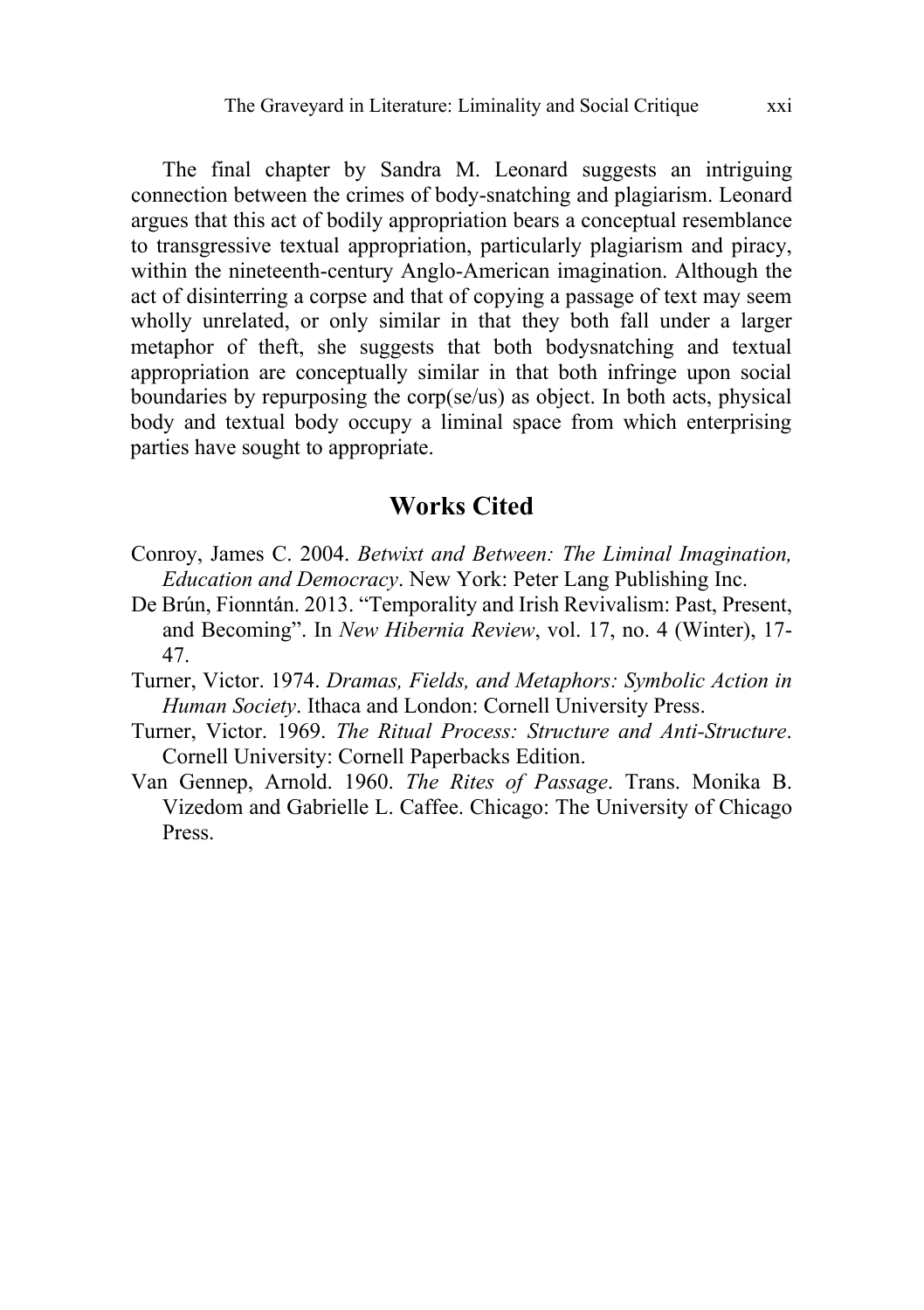The final chapter by Sandra M. Leonard suggests an intriguing connection between the crimes of body-snatching and plagiarism. Leonard argues that this act of bodily appropriation bears a conceptual resemblance to transgressive textual appropriation, particularly plagiarism and piracy, within the nineteenth-century Anglo-American imagination. Although the act of disinterring a corpse and that of copying a passage of text may seem wholly unrelated, or only similar in that they both fall under a larger metaphor of theft, she suggests that both bodysnatching and textual appropriation are conceptually similar in that both infringe upon social boundaries by repurposing the corp(se/us) as object. In both acts, physical body and textual body occupy a liminal space from which enterprising parties have sought to appropriate.

## Works Cited

Conroy, James C. 2004. *Betwixt and Between: The Liminal Imagination, Education and Democracy*. New York: Peter Lang Publishing Inc.

De Brún, Fionntán. 2013. "Temporality and Irish Revivalism: Past, Present, and Becoming". In *New Hibernia Review*, vol. 17, no. 4 (Winter), 17-47.

Turner, Victor. 1974. *Dramas, Fields, and Metaphors: Symbolic Action in Human Society*. Ithaca and London: Cornell University Press.

Turner, Victor. 1969. *The Ritual Process: Structure and Anti-Structure*. Cornell University: Cornell Paperbacks Edition.

Van Gennep, Arnold. 1960. *The Rites of Passage*. Trans. Monika B. Vizedom and Gabrielle L. Caffee. Chicago: The University of Chicago Press.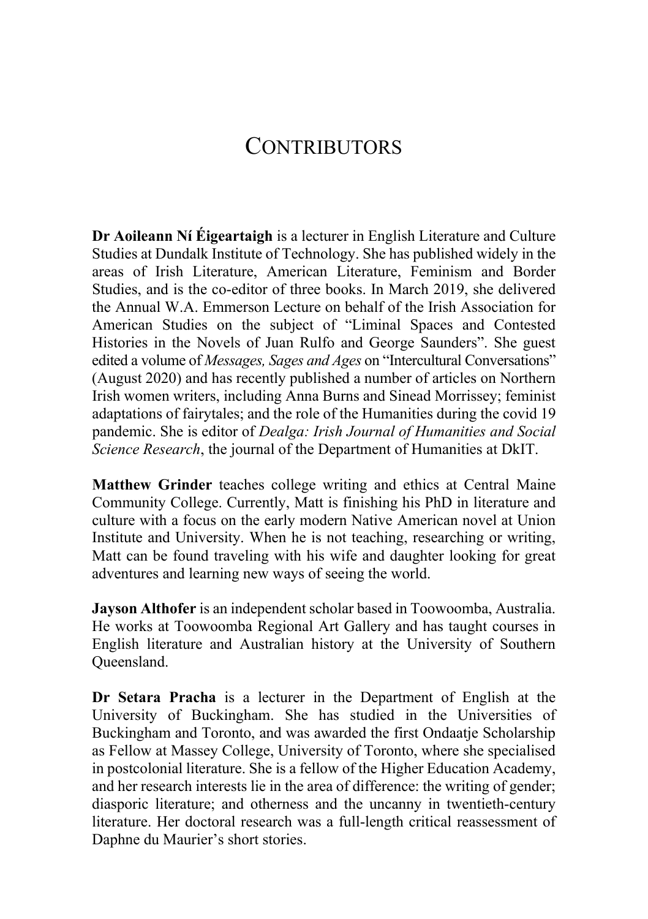# CONTRIBUTORS

**Dr Aoileann Ní Éigeartaigh** is a lecturer in English Literature and Culture Studies at Dundalk Institute of Technology. She has published widely in the areas of Irish Literature, American Literature, Feminism and Border Studies, and is the co-editor of three books. In March 2019, she delivered the Annual W.A. Emmerson Lecture on behalf of the Irish Association for American Studies on the subject of "Liminal Spaces and Contested Histories in the Novels of Juan Rulfo and George Saunders". She guest edited a volume of *Messages, Sages and Ages* on "Intercultural Conversations" (August 2020) and has recently published a number of articles on Northern Irish women writers, including Anna Burns and Sinead Morrissey; feminist adaptations of fairytales; and the role of the Humanities during the covid 19 pandemic. She is editor of *Dealga: Irish Journal of Humanities and Social Science Research*, the journal of the Department of Humanities at DkIT.

**Matthew Grinder** teaches college writing and ethics at Central Maine Community College. Currently, Matt is finishing his PhD in literature and culture with a focus on the early modern Native American novel at Union Institute and University. When he is not teaching, researching or writing, Matt can be found traveling with his wife and daughter looking for great adventures and learning new ways of seeing the world.

**Jayson Althofer** is an independent scholar based in Toowoomba, Australia. He works at Toowoomba Regional Art Gallery and has taught courses in English literature and Australian history at the University of Southern Queensland.

**Dr Setara Pracha** is a lecturer in the Department of English at the University of Buckingham. She has studied in the Universities of Buckingham and Toronto, and was awarded the first Ondaatje Scholarship as Fellow at Massey College, University of Toronto, where she specialised in postcolonial literature. She is a fellow of the Higher Education Academy, and her research interests lie in the area of difference: the writing of gender; diasporic literature; and otherness and the uncanny in twentieth-century literature. Her doctoral research was a full-length critical reassessment of Daphne du Maurier's short stories.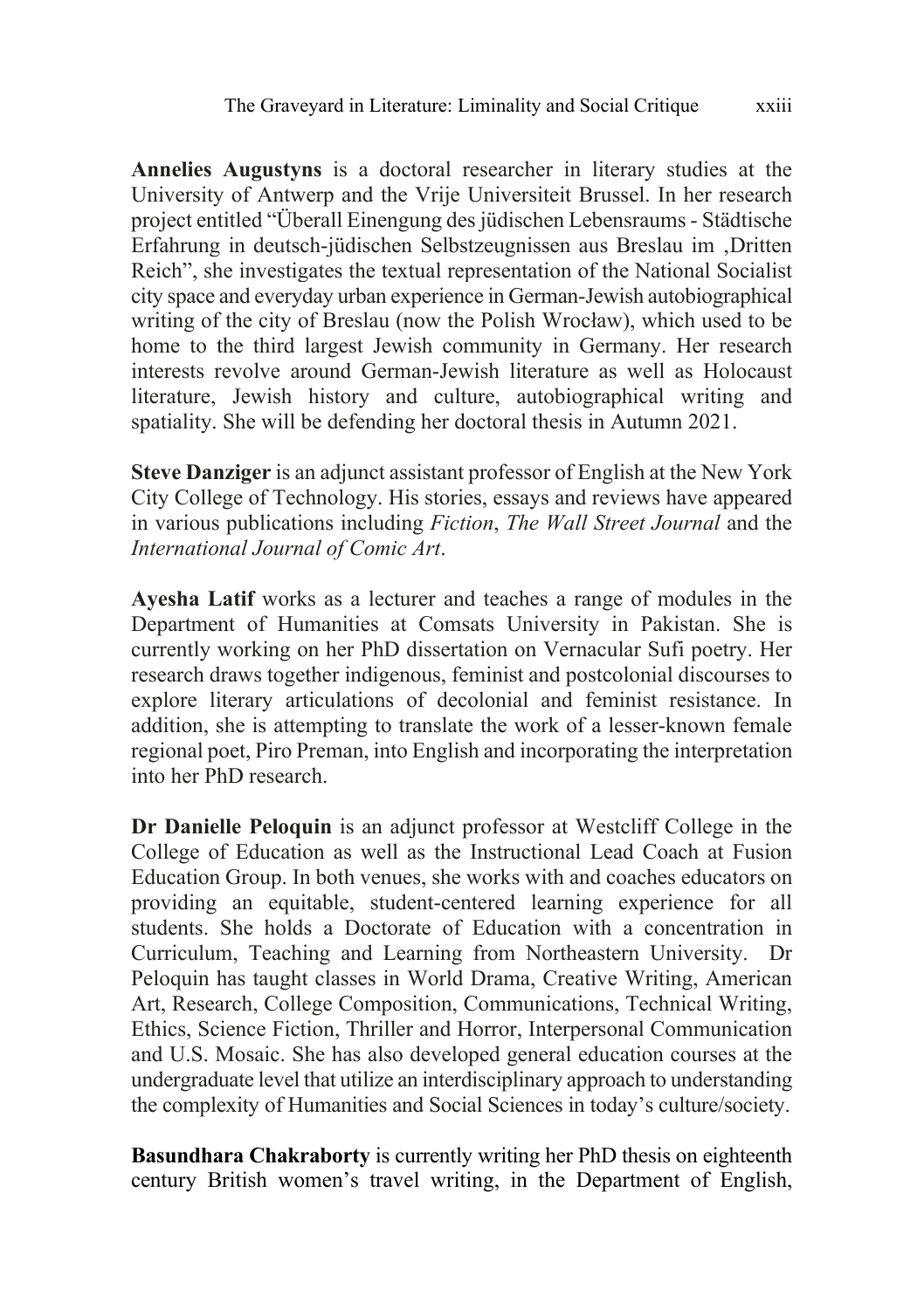**Annelies Augustyns** is a doctoral researcher in literary studies at the University of Antwerp and the Vrije Universiteit Brussel. In her research project entitled "Überall Einengung des jüdischen Lebensraums - Städtische Erfahrung in deutsch-jüdischen Selbstzeugnissen aus Breslau im ‚Dritten Reich", she investigates the textual representation of the National Socialist city space and everyday urban experience in German-Jewish autobiographical writing of the city of Breslau (now the Polish Wrocław), which used to be home to the third largest Jewish community in Germany. Her research interests revolve around German-Jewish literature as well as Holocaust literature, Jewish history and culture, autobiographical writing and spatiality. She will be defending her doctoral thesis in Autumn 2021.

**Steve Danziger** is an adjunct assistant professor of English at the New York City College of Technology. His stories, essays and reviews have appeared in various publications including *Fiction*, *The Wall Street Journal* and the *International Journal of Comic Art*.

**Ayesha Latif** works as a lecturer and teaches a range of modules in the Department of Humanities at Comsats University in Pakistan. She is currently working on her PhD dissertation on Vernacular Sufi poetry. Her research draws together indigenous, feminist and postcolonial discourses to explore literary articulations of decolonial and feminist resistance. In addition, she is attempting to translate the work of a lesser-known female regional poet, Piro Preman, into English and incorporating the interpretation into her PhD research.

**Dr Danielle Peloquin** is an adjunct professor at Westcliff College in the College of Education as well as the Instructional Lead Coach at Fusion Education Group. In both venues, she works with and coaches educators on providing an equitable, student-centered learning experience for all students. She holds a Doctorate of Education with a concentration in Curriculum, Teaching and Learning from Northeastern University. Dr Peloquin has taught classes in World Drama, Creative Writing, American Art, Research, College Composition, Communications, Technical Writing, Ethics, Science Fiction, Thriller and Horror, Interpersonal Communication and U.S. Mosaic. She has also developed general education courses at the undergraduate level that utilize an interdisciplinary approach to understanding the complexity of Humanities and Social Sciences in today's culture/society.

**Basundhara Chakraborty** is currently writing her PhD thesis on eighteenth century British women's travel writing, in the Department of English,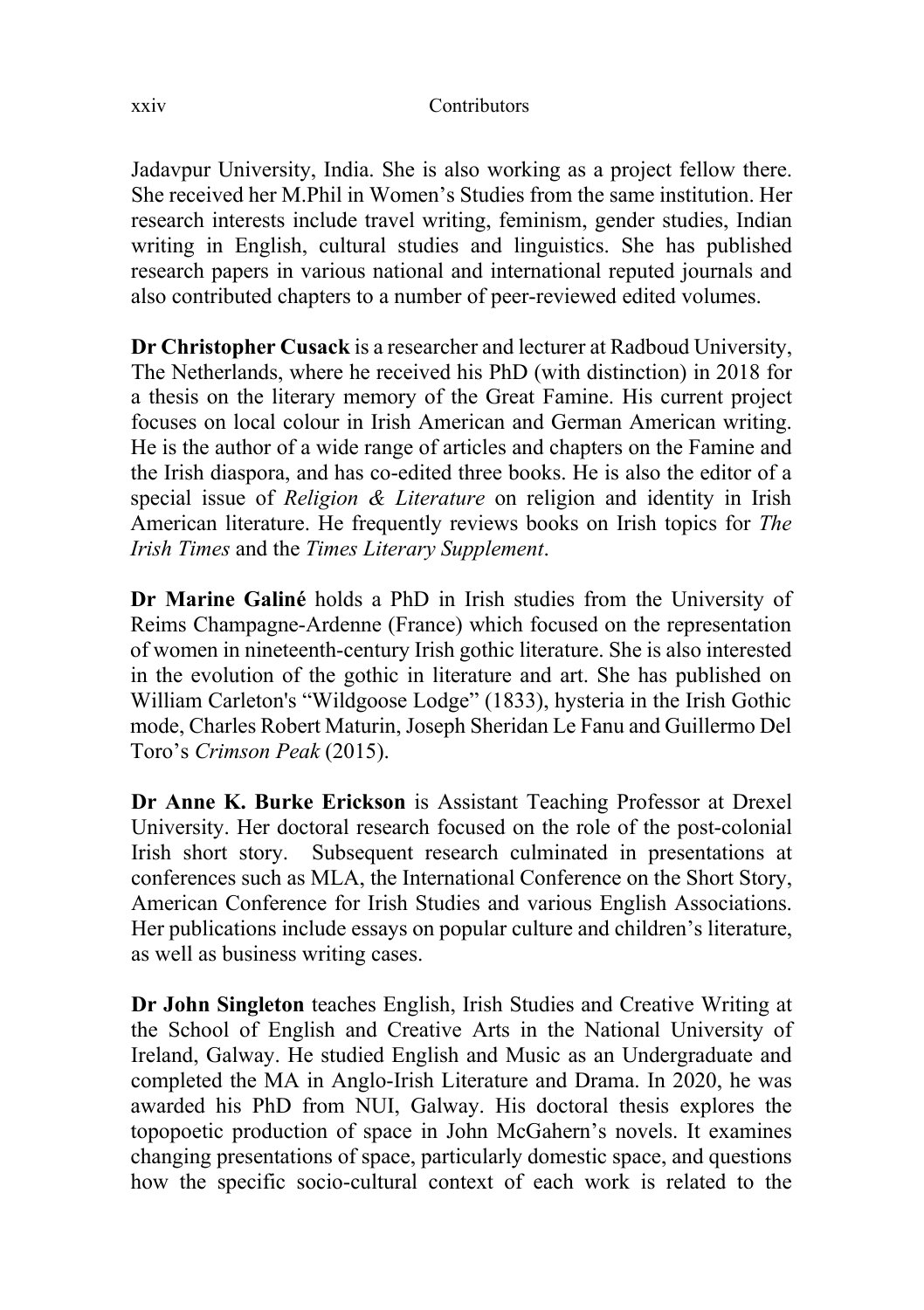Jadavpur University, India. She is also working as a project fellow there. She received her M.Phil in Women's Studies from the same institution. Her research interests include travel writing, feminism, gender studies, Indian writing in English, cultural studies and linguistics. She has published research papers in various national and international reputed journals and also contributed chapters to a number of peer-reviewed edited volumes.

**Dr Christopher Cusack** is a researcher and lecturer at Radboud University, The Netherlands, where he received his PhD (with distinction) in 2018 for a thesis on the literary memory of the Great Famine. His current project focuses on local colour in Irish American and German American writing. He is the author of a wide range of articles and chapters on the Famine and the Irish diaspora, and has co-edited three books. He is also the editor of a special issue of *Religion & Literature* on religion and identity in Irish American literature. He frequently reviews books on Irish topics for *The Irish Times* and the *Times Literary Supplement*.

**Dr Marine Galiné** holds a PhD in Irish studies from the University of Reims Champagne-Ardenne (France) which focused on the representation of women in nineteenth-century Irish gothic literature. She is also interested in the evolution of the gothic in literature and art. She has published on William Carleton's "Wildgoose Lodge" (1833), hysteria in the Irish Gothic mode, Charles Robert Maturin, Joseph Sheridan Le Fanu and Guillermo Del Toro's *Crimson Peak* (2015).

**Dr Anne K. Burke Erickson** is Assistant Teaching Professor at Drexel University. Her doctoral research focused on the role of the post-colonial Irish short story. Subsequent research culminated in presentations at conferences such as MLA, the International Conference on the Short Story, American Conference for Irish Studies and various English Associations. Her publications include essays on popular culture and children's literature, as well as business writing cases.

**Dr John Singleton** teaches English, Irish Studies and Creative Writing at the School of English and Creative Arts in the National University of Ireland, Galway. He studied English and Music as an Undergraduate and completed the MA in Anglo-Irish Literature and Drama. In 2020, he was awarded his PhD from NUI, Galway. His doctoral thesis explores the topopoetic production of space in John McGahern's novels. It examines changing presentations of space, particularly domestic space, and questions how the specific socio-cultural context of each work is related to the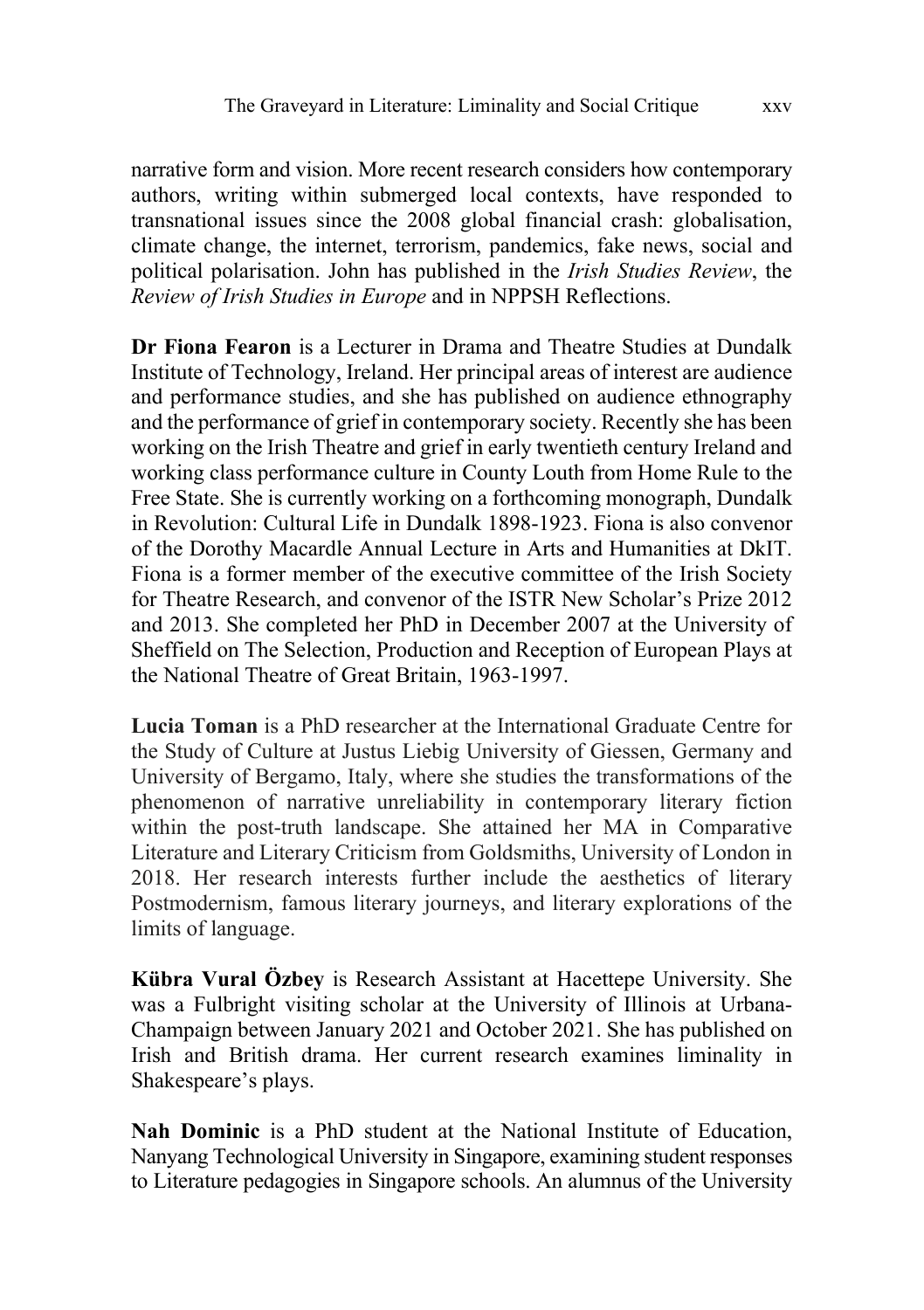narrative form and vision. More recent research considers how contemporary authors, writing within submerged local contexts, have responded to transnational issues since the 2008 global financial crash: globalisation, climate change, the internet, terrorism, pandemics, fake news, social and political polarisation. John has published in the *Irish Studies Review*, the *Review of Irish Studies in Europe* and in NPPSH Reflections.

**Dr Fiona Fearon** is a Lecturer in Drama and Theatre Studies at Dundalk Institute of Technology, Ireland. Her principal areas of interest are audience and performance studies, and she has published on audience ethnography and the performance of grief in contemporary society. Recently she has been working on the Irish Theatre and grief in early twentieth century Ireland and working class performance culture in County Louth from Home Rule to the Free State. She is currently working on a forthcoming monograph, Dundalk in Revolution: Cultural Life in Dundalk 1898-1923. Fiona is also convenor of the Dorothy Macardle Annual Lecture in Arts and Humanities at DkIT. Fiona is a former member of the executive committee of the Irish Society for Theatre Research, and convenor of the ISTR New Scholar's Prize 2012 and 2013. She completed her PhD in December 2007 at the University of Sheffield on The Selection, Production and Reception of European Plays at the National Theatre of Great Britain, 1963-1997.

**Lucia Toman** is a PhD researcher at the International Graduate Centre for the Study of Culture at Justus Liebig University of Giessen, Germany and University of Bergamo, Italy, where she studies the transformations of the phenomenon of narrative unreliability in contemporary literary fiction within the post-truth landscape. She attained her MA in Comparative Literature and Literary Criticism from Goldsmiths, University of London in 2018. Her research interests further include the aesthetics of literary Postmodernism, famous literary journeys, and literary explorations of the limits of language.

**Kübra Vural Özbey** is Research Assistant at Hacettepe University. She was a Fulbright visiting scholar at the University of Illinois at Urbana-Champaign between January 2021 and October 2021. She has published on Irish and British drama. Her current research examines liminality in Shakespeare's plays.

**Nah Dominic** is a PhD student at the National Institute of Education, Nanyang Technological University in Singapore, examining student responses to Literature pedagogies in Singapore schools. An alumnus of the University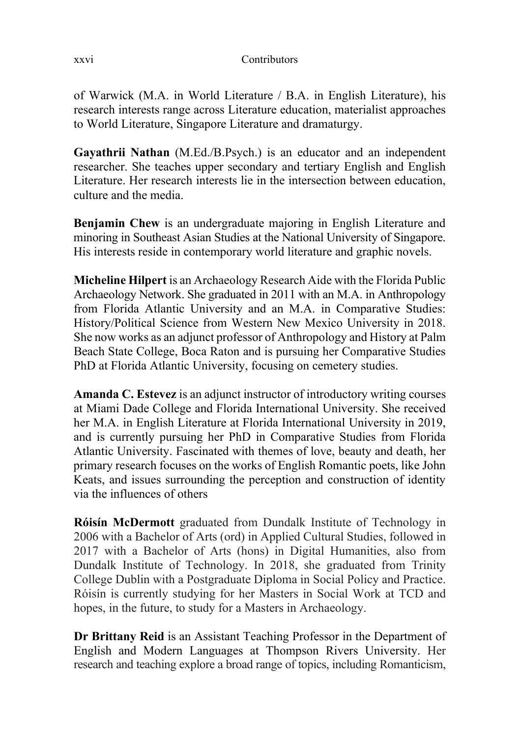of Warwick (M.A. in World Literature / B.A. in English Literature), his research interests range across Literature education, materialist approaches to World Literature, Singapore Literature and dramaturgy.

**Gayathrii Nathan** (M.Ed./B.Psych.) is an educator and an independent researcher. She teaches upper secondary and tertiary English and English Literature. Her research interests lie in the intersection between education, culture and the media.

**Benjamin Chew** is an undergraduate majoring in English Literature and minoring in Southeast Asian Studies at the National University of Singapore. His interests reside in contemporary world literature and graphic novels.

**Micheline Hilpert** is an Archaeology Research Aide with the Florida Public Archaeology Network. She graduated in 2011 with an M.A. in Anthropology from Florida Atlantic University and an M.A. in Comparative Studies: History/Political Science from Western New Mexico University in 2018. She now works as an adjunct professor of Anthropology and History at Palm Beach State College, Boca Raton and is pursuing her Comparative Studies PhD at Florida Atlantic University, focusing on cemetery studies.

**Amanda C. Estevez** is an adjunct instructor of introductory writing courses at Miami Dade College and Florida International University. She received her M.A. in English Literature at Florida International University in 2019, and is currently pursuing her PhD in Comparative Studies from Florida Atlantic University. Fascinated with themes of love, beauty and death, her primary research focuses on the works of English Romantic poets, like John Keats, and issues surrounding the perception and construction of identity via the influences of others

**Róisín McDermott** graduated from Dundalk Institute of Technology in 2006 with a Bachelor of Arts (ord) in Applied Cultural Studies, followed in 2017 with a Bachelor of Arts (hons) in Digital Humanities, also from Dundalk Institute of Technology. In 2018, she graduated from Trinity College Dublin with a Postgraduate Diploma in Social Policy and Practice. Róisín is currently studying for her Masters in Social Work at TCD and hopes, in the future, to study for a Masters in Archaeology.

**Dr Brittany Reid** is an Assistant Teaching Professor in the Department of English and Modern Languages at Thompson Rivers University. Her research and teaching explore a broad range of topics, including Romanticism,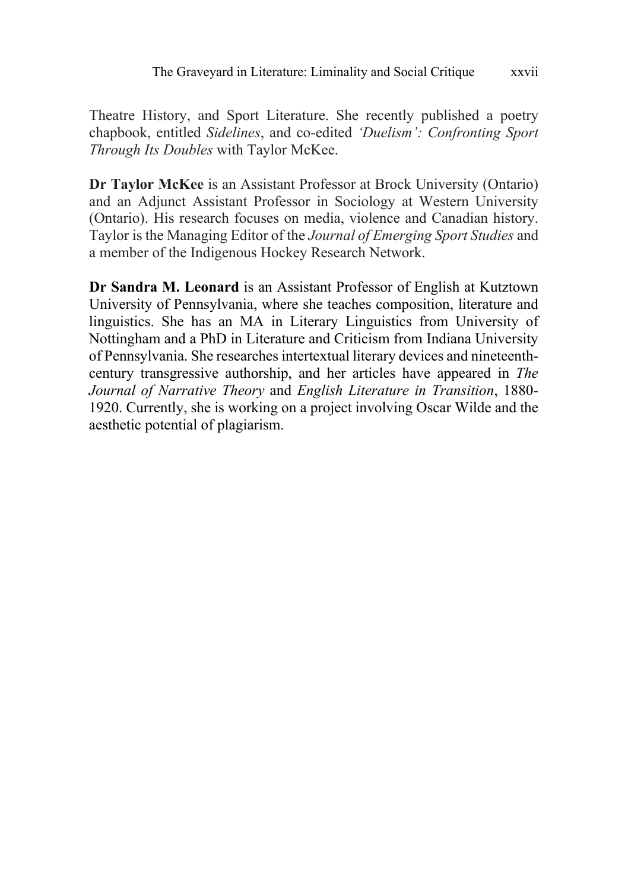Theatre History, and Sport Literature. She recently published a poetry chapbook, entitled *Sidelines*, and co-edited *'Duelism': Confronting Sport Through Its Doubles* with Taylor McKee.

**Dr Taylor McKee** is an Assistant Professor at Brock University (Ontario) and an Adjunct Assistant Professor in Sociology at Western University (Ontario). His research focuses on media, violence and Canadian history. Taylor is the Managing Editor of the *Journal of Emerging Sport Studies* and a member of the Indigenous Hockey Research Network.

**Dr Sandra M. Leonard** is an Assistant Professor of English at Kutztown University of Pennsylvania, where she teaches composition, literature and linguistics. She has an MA in Literary Linguistics from University of Nottingham and a PhD in Literature and Criticism from Indiana University of Pennsylvania. She researches intertextual literary devices and nineteenth-century transgressive authorship, and her articles have appeared in *The Journal of Narrative Theory* and *English Literature in Transition*, 1880-1920. Currently, she is working on a project involving Oscar Wilde and the aesthetic potential of plagiarism.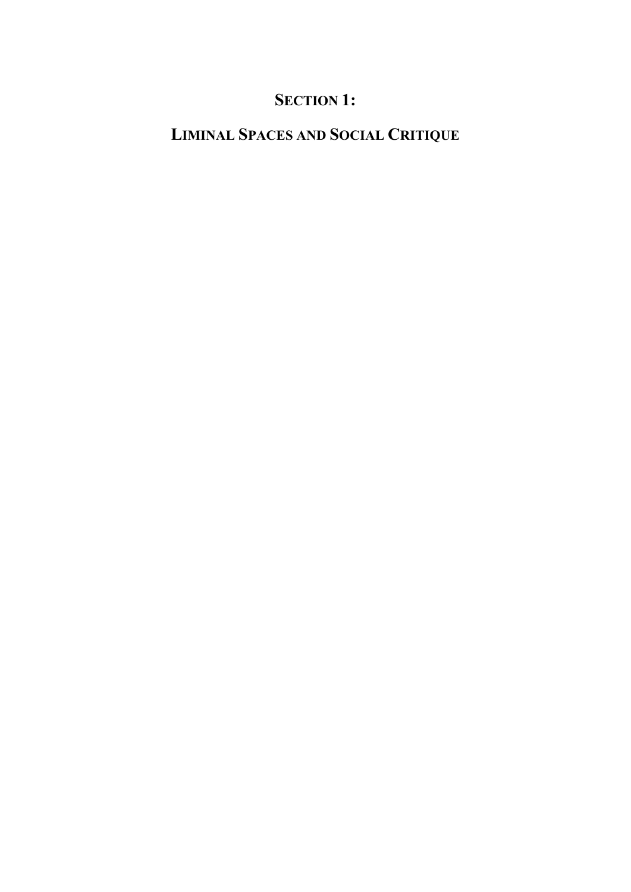# SECTION 1:

# LIMINAL SPACES AND SOCIAL CRITIQUE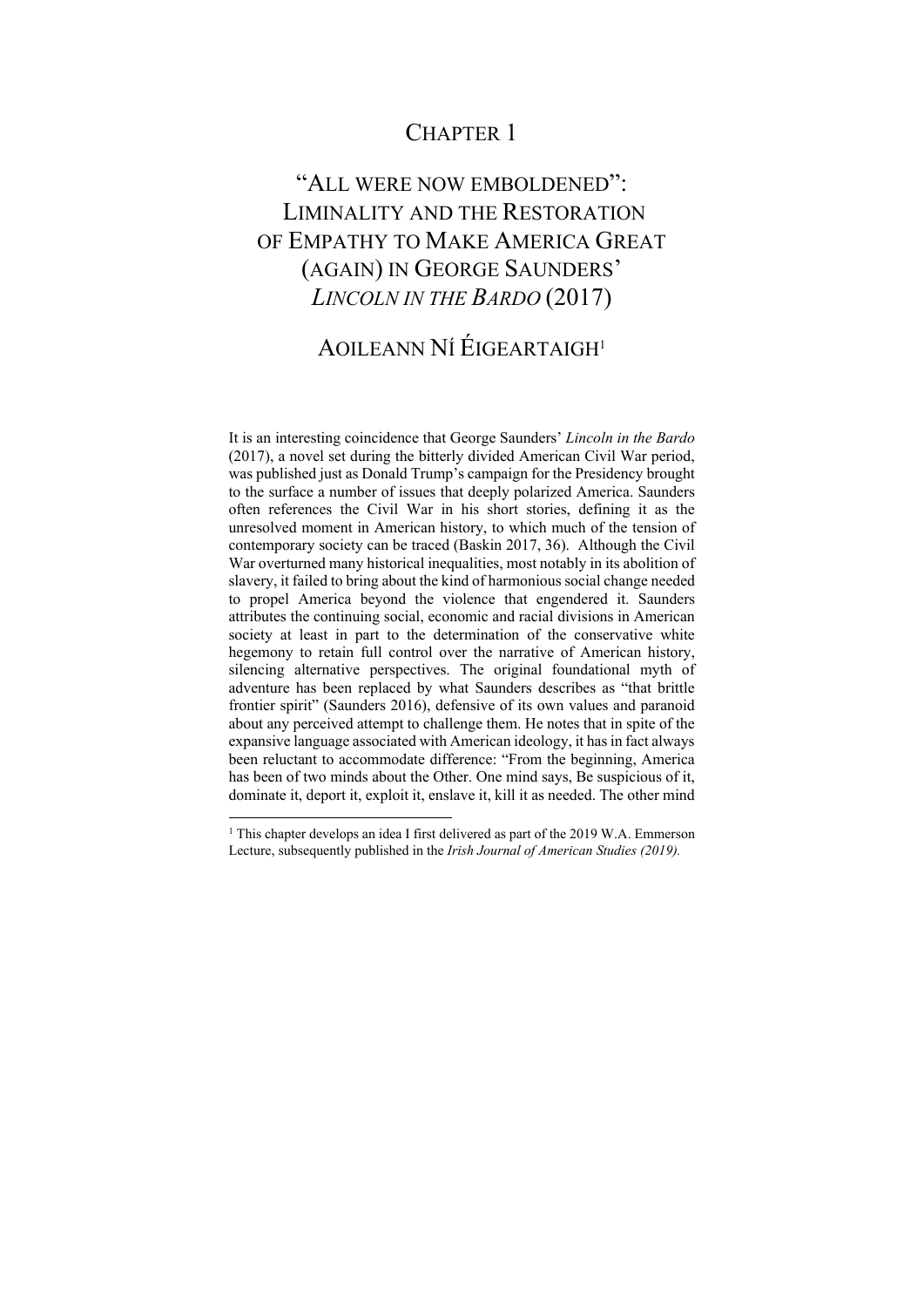# CHAPTER 1

## "ALL WERE NOW EMBOLDENED": LIMINALITY AND THE RESTORATION OF EMPATHY TO MAKE AMERICA GREAT (AGAIN) IN GEORGE SAUNDERS' *LINCOLN IN THE BARDO* (2017)

### AOILEANN NÍ ÉIGEARTAIGH[1]

It is an interesting coincidence that George Saunders' *Lincoln in the Bardo* (2017), a novel set during the bitterly divided American Civil War period, was published just as Donald Trump's campaign for the Presidency brought to the surface a number of issues that deeply polarized America. Saunders often references the Civil War in his short stories, defining it as the unresolved moment in American history, to which much of the tension of contemporary society can be traced (Baskin 2017, 36). Although the Civil War overturned many historical inequalities, most notably in its abolition of slavery, it failed to bring about the kind of harmonious social change needed to propel America beyond the violence that engendered it. Saunders attributes the continuing social, economic and racial divisions in American society at least in part to the determination of the conservative white hegemony to retain full control over the narrative of American history, silencing alternative perspectives. The original foundational myth of adventure has been replaced by what Saunders describes as "that brittle frontier spirit" (Saunders 2016), defensive of its own values and paranoid about any perceived attempt to challenge them. He notes that in spite of the expansive language associated with American ideology, it has in fact always been reluctant to accommodate difference: "From the beginning, America has been of two minds about the Other. One mind says, Be suspicious of it, dominate it, deport it, exploit it, enslave it, kill it as needed. The other mind

[1] This chapter develops an idea I first delivered as part of the 2019 W.A. Emmerson Lecture, subsequently published in the *Irish Journal of American Studies (2019).*